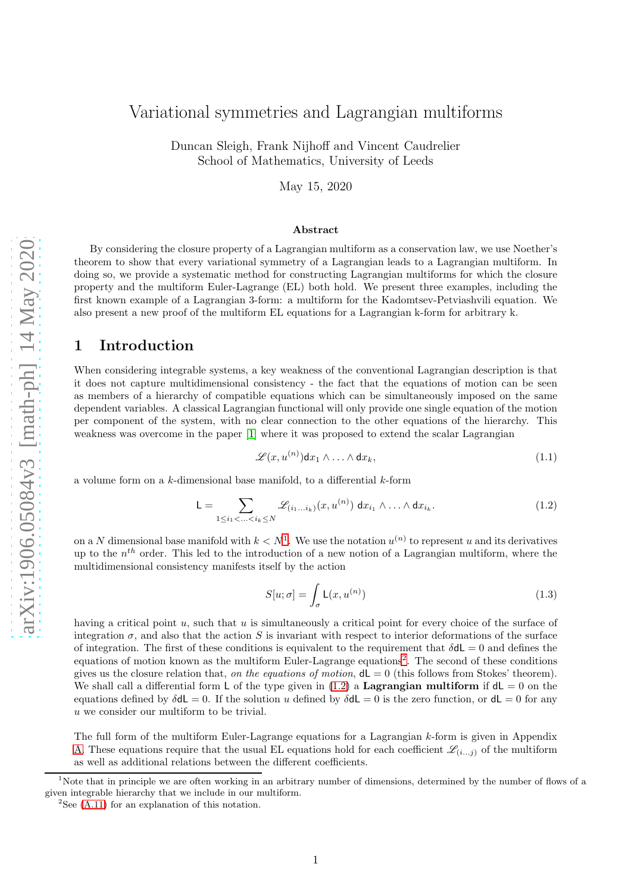# Variational symmetries and Lagrangian multiforms

Duncan Sleigh, Frank Nijhoff and Vincent Caudrelier
School of Mathematics, University of Leeds

May 15, 2020

### Abstract

By considering the closure property of a Lagrangian multiform as a conservation law, we use Noether's theorem to show that every variational symmetry of a Lagrangian leads to a Lagrangian multiform. In doing so, we provide a systematic method for constructing Lagrangian multiforms for which the closure property and the multiform Euler-Lagrange (EL) both hold. We present three examples, including the first known example of a Lagrangian 3-form: a multiform for the Kadomtsev-Petviashvili equation. We also present a new proof of the multiform EL equations for a Lagrangian k-form for arbitrary k.

## 1 Introduction

When considering integrable systems, a key weakness of the conventional Lagrangian description is that it does not capture multidimensional consistency - the fact that the equations of motion can be seen as members of a hierarchy of compatible equations which can be simultaneously imposed on the same dependent variables. A classical Lagrangian functional will only provide one single equation of the motion per component of the system, with no clear connection to the other equations of the hierarchy. This weakness was overcome in the paper [1] where it was proposed to extend the scalar Lagrangian

$$\mathscr{L}(x, u^{(n)})\mathsf{d}x_1 \wedge \ldots \wedge \mathsf{d}x_k, \tag{1.1}$$

a volume form on a $k$-dimensional base manifold, to a differential $k$-form

$$\mathsf{L} = \sum_{1 \leq i_1 < \ldots < i_k \leq N} \mathscr{L}_{(i_1 \ldots i_k)}(x, u^{(n)})\ \mathsf{d}x_{i_1} \wedge \ldots \wedge \mathsf{d}x_{i_k}. \tag{1.2}$$

on a $N$ dimensional base manifold with $k < N$[1]. We use the notation $u^{(n)}$ to represent $u$ and its derivatives up to the $n^{th}$ order. This led to the introduction of a new notion of a Lagrangian multiform, where the multidimensional consistency manifests itself by the action

$$S[u; \sigma] = \int_\sigma \mathsf{L}(x, u^{(n)}) \tag{1.3}$$

having a critical point $u$, such that $u$ is simultaneously a critical point for every choice of the surface of integration $\sigma$, and also that the action $S$ is invariant with respect to interior deformations of the surface of integration. The first of these conditions is equivalent to the requirement that $\delta \mathsf{dL} = 0$ and defines the equations of motion known as the multiform Euler-Lagrange equations[2]. The second of these conditions gives us the closure relation that, *on the equations of motion*, $\mathsf{dL} = 0$ (this follows from Stokes' theorem). We shall call a differential form $\mathsf{L}$ of the type given in (1.2) a **Lagrangian multiform** if $\mathsf{dL} = 0$ on the equations defined by $\delta \mathsf{dL} = 0$. If the solution $u$ defined by $\delta \mathsf{dL} = 0$ is the zero function, or $\mathsf{dL} = 0$ for any $u$ we consider our multiform to be trivial.

The full form of the multiform Euler-Lagrange equations for a Lagrangian $k$-form is given in Appendix A. These equations require that the usual EL equations hold for each coefficient $\mathscr{L}_{(i \ldots j)}$ of the multiform as well as additional relations between the different coefficients.

[1]Note that in principle we are often working in an arbitrary number of dimensions, determined by the number of flows of a given integrable hierarchy that we include in our multiform.

[2]See (A.11) for an explanation of this notation.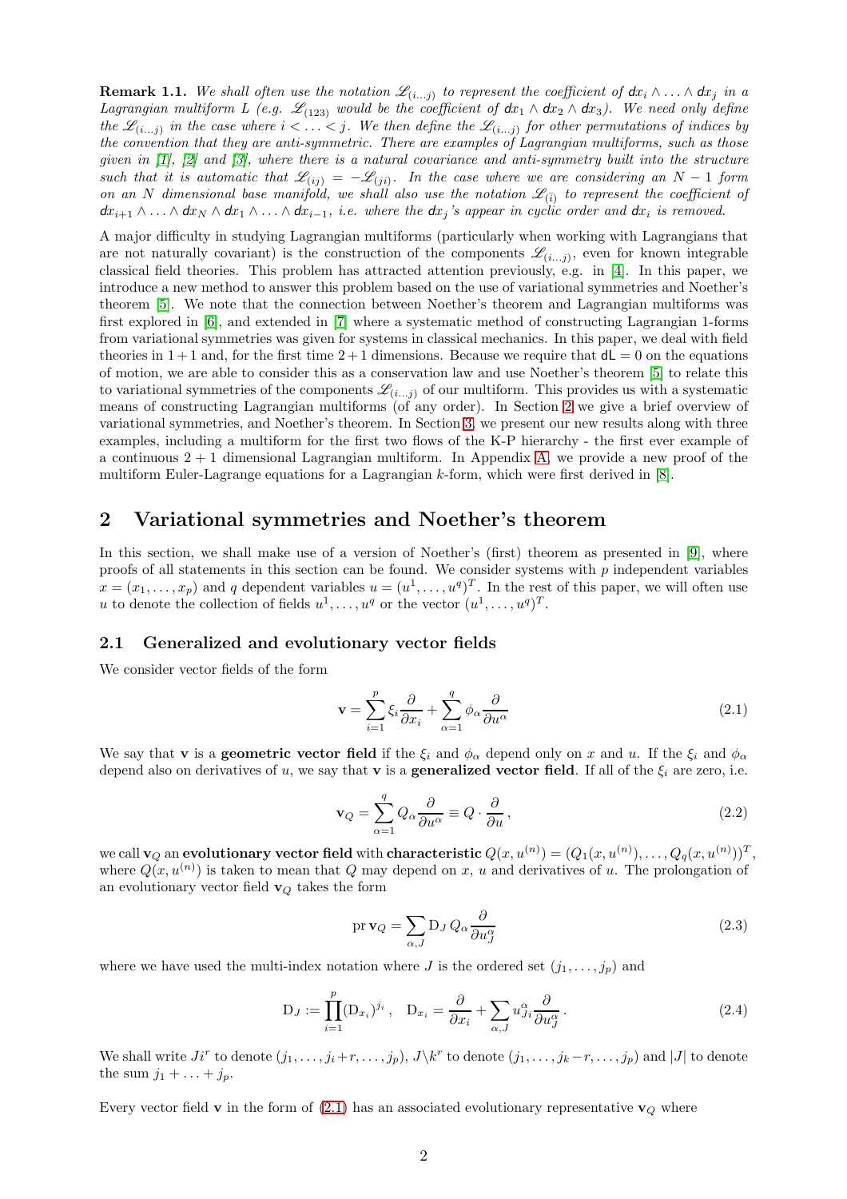**Remark 1.1.** *We shall often use the notation $\mathscr{L}_{(i\dots j)}$ to represent the coefficient of $\mathsf{d}x_i \wedge \ldots \wedge \mathsf{d}x_j$ in a Lagrangian multiform $L$ (e.g. $\mathscr{L}_{(123)}$ would be the coefficient of $\mathsf{d}x_1 \wedge \mathsf{d}x_2 \wedge \mathsf{d}x_3$). We need only define the $\mathscr{L}_{(i\dots j)}$ in the case where $i < \ldots < j$. We then define the $\mathscr{L}_{(i\dots j)}$ for other permutations of indices by the convention that they are anti-symmetric. There are examples of Lagrangian multiforms, such as those given in [1], [2] and [3], where there is a natural covariance and anti-symmetry built into the structure such that it is automatic that $\mathscr{L}_{(ij)} = -\mathscr{L}_{(ji)}$. In the case where we are considering an $N-1$ form on an $N$ dimensional base manifold, we shall also use the notation $\mathscr{L}_{(\bar{i})}$ to represent the coefficient of $\mathsf{d}x_{i+1} \wedge \ldots \wedge \mathsf{d}x_N \wedge \mathsf{d}x_1 \wedge \ldots \wedge \mathsf{d}x_{i-1}$, i.e. where the $\mathsf{d}x_j$'s appear in cyclic order and $\mathsf{d}x_i$ is removed.*

A major difficulty in studying Lagrangian multiforms (particularly when working with Lagrangians that are not naturally covariant) is the construction of the components $\mathscr{L}_{(i\dots j)}$, even for known integrable classical field theories. This problem has attracted attention previously, e.g. in [4]. In this paper, we introduce a new method to answer this problem based on the use of variational symmetries and Noether's theorem [5]. We note that the connection between Noether's theorem and Lagrangian multiforms was first explored in [6], and extended in [7] where a systematic method of constructing Lagrangian 1-forms from variational symmetries was given for systems in classical mechanics. In this paper, we deal with field theories in $1+1$ and, for the first time $2+1$ dimensions. Because we require that $\mathsf{d}\mathsf{L} = 0$ on the equations of motion, we are able to consider this as a conservation law and use Noether's theorem [5] to relate this to variational symmetries of the components $\mathscr{L}_{(i\dots j)}$ of our multiform. This provides us with a systematic means of constructing Lagrangian multiforms (of any order). In Section 2 we give a brief overview of variational symmetries, and Noether's theorem. In Section 3, we present our new results along with three examples, including a multiform for the first two flows of the K-P hierarchy - the first ever example of a continuous $2+1$ dimensional Lagrangian multiform. In Appendix A, we provide a new proof of the multiform Euler-Lagrange equations for a Lagrangian $k$-form, which were first derived in [8].

## 2 Variational symmetries and Noether's theorem

In this section, we shall make use of a version of Noether's (first) theorem as presented in [9], where proofs of all statements in this section can be found. We consider systems with $p$ independent variables $x = (x_1, \ldots, x_p)$ and $q$ dependent variables $u = (u^1, \ldots, u^q)^T$. In the rest of this paper, we will often use $u$ to denote the collection of fields $u^1, \ldots, u^q$ or the vector $(u^1, \ldots, u^q)^T$.

### 2.1 Generalized and evolutionary vector fields

We consider vector fields of the form

$$\mathbf{v} = \sum_{i=1}^{p} \xi_i \frac{\partial}{\partial x_i} + \sum_{\alpha=1}^{q} \phi_\alpha \frac{\partial}{\partial u^\alpha} \tag{2.1}$$

We say that $\mathbf{v}$ is a **geometric vector field** if the $\xi_i$ and $\phi_\alpha$ depend only on $x$ and $u$. If the $\xi_i$ and $\phi_\alpha$ depend also on derivatives of $u$, we say that $\mathbf{v}$ is a **generalized vector field**. If all of the $\xi_i$ are zero, i.e.

$$\mathbf{v}_Q = \sum_{\alpha=1}^{q} Q_\alpha \frac{\partial}{\partial u^\alpha} \equiv Q \cdot \frac{\partial}{\partial u}\,, \tag{2.2}$$

we call $\mathbf{v}_Q$ an **evolutionary vector field** with **characteristic** $Q(x, u^{(n)}) = (Q_1(x, u^{(n)}), \ldots, Q_q(x, u^{(n)}))^T$, where $Q(x, u^{(n)})$ is taken to mean that $Q$ may depend on $x$, $u$ and derivatives of $u$. The prolongation of an evolutionary vector field $\mathbf{v}_Q$ takes the form

$$\operatorname{pr}\mathbf{v}_Q = \sum_{\alpha,J} \mathrm{D}_J\, Q_\alpha \frac{\partial}{\partial u^\alpha_J} \tag{2.3}$$

where we have used the multi-index notation where $J$ is the ordered set $(j_1, \ldots, j_p)$ and

$$\mathrm{D}_J := \prod_{i=1}^{p} (\mathrm{D}_{x_i})^{j_i}\,, \quad \mathrm{D}_{x_i} = \frac{\partial}{\partial x_i} + \sum_{\alpha,J} u^\alpha_{Ji} \frac{\partial}{\partial u^\alpha_J}\,. \tag{2.4}$$

We shall write $Ji^r$ to denote $(j_1, \ldots, j_i + r, \ldots, j_p)$, $J\backslash k^r$ to denote $(j_1, \ldots, j_k - r, \ldots, j_p)$ and $|J|$ to denote the sum $j_1 + \ldots + j_p$.

Every vector field $\mathbf{v}$ in the form of (2.1) has an associated evolutionary representative $\mathbf{v}_Q$ where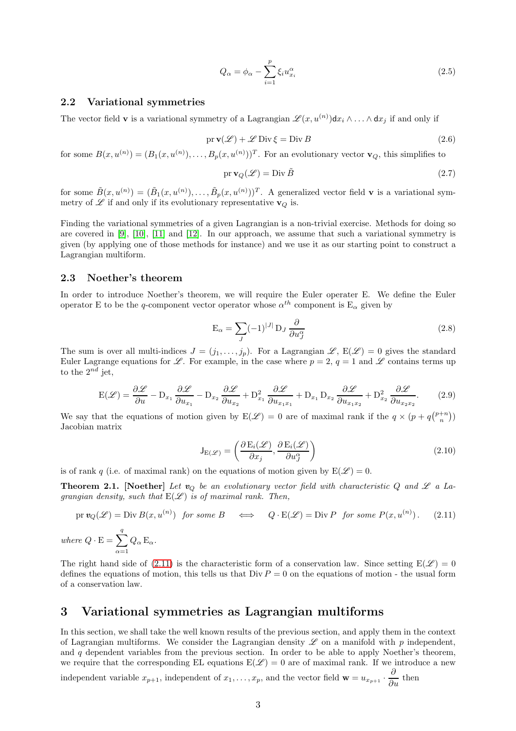$$Q_\alpha = \phi_\alpha - \sum_{i=1}^{p} \xi_i u^\alpha_{x_i} \tag{2.5}$$

## 2.2 Variational symmetries

The vector field $\mathbf{v}$ is a variational symmetry of a Lagrangian $\mathscr{L}(x, u^{(n)})\mathsf{d}x_i \wedge \ldots \wedge \mathsf{d}x_j$ if and only if

$$\mathrm{pr}\,\mathbf{v}(\mathscr{L}) + \mathscr{L}\,\mathrm{Div}\,\xi = \mathrm{Div}\,B \tag{2.6}$$

for some $B(x, u^{(n)}) = (B_1(x, u^{(n)}), \ldots, B_p(x, u^{(n)}))^T$. For an evolutionary vector $\mathbf{v}_Q$, this simplifies to

$$\mathrm{pr}\,\mathbf{v}_Q(\mathscr{L}) = \mathrm{Div}\,\tilde{B} \tag{2.7}$$

for some $\tilde{B}(x, u^{(n)}) = (\tilde{B}_1(x, u^{(n)}), \ldots, \tilde{B}_p(x, u^{(n)}))^T$. A generalized vector field $\mathbf{v}$ is a variational symmetry of $\mathscr{L}$ if and only if its evolutionary representative $\mathbf{v}_Q$ is.

Finding the variational symmetries of a given Lagrangian is a non-trivial exercise. Methods for doing so are covered in [9], [10], [11] and [12]. In our approach, we assume that such a variational symmetry is given (by applying one of those methods for instance) and we use it as our starting point to construct a Lagrangian multiform.

## 2.3 Noether's theorem

In order to introduce Noether's theorem, we will require the Euler operater E. We define the Euler operator E to be the $q$-component vector operator whose $\alpha^{th}$ component is $\mathrm{E}_\alpha$ given by

$$\mathrm{E}_\alpha = \sum_J (-1)^{|J|}\,\mathrm{D}_J\,\frac{\partial}{\partial u^\alpha_J} \tag{2.8}$$

The sum is over all multi-indices $J = (j_1, \ldots, j_p)$. For a Lagrangian $\mathscr{L}$, $\mathrm{E}(\mathscr{L}) = 0$ gives the standard Euler Lagrange equations for $\mathscr{L}$. For example, in the case where $p = 2$, $q = 1$ and $\mathscr{L}$ contains terms up to the $2^{nd}$ jet,

$$\mathrm{E}(\mathscr{L}) = \frac{\partial \mathscr{L}}{\partial u} - \mathrm{D}_{x_1}\frac{\partial \mathscr{L}}{\partial u_{x_1}} - \mathrm{D}_{x_2}\frac{\partial \mathscr{L}}{\partial u_{x_2}} + \mathrm{D}^2_{x_1}\frac{\partial \mathscr{L}}{\partial u_{x_1 x_1}} + \mathrm{D}_{x_1}\mathrm{D}_{x_2}\frac{\partial \mathscr{L}}{\partial u_{x_1 x_2}} + \mathrm{D}^2_{x_2}\frac{\partial \mathscr{L}}{\partial u_{x_2 x_2}}. \tag{2.9}$$

We say that the equations of motion given by $\mathrm{E}(\mathscr{L}) = 0$ are of maximal rank if the $q \times (p + q\binom{p+n}{n})$ Jacobian matrix

$$\mathsf{J}_{\mathrm{E}(\mathscr{L})} = \left(\frac{\partial\,\mathrm{E}_i(\mathscr{L})}{\partial x_j}, \frac{\partial\,\mathrm{E}_i(\mathscr{L})}{\partial u^\alpha_J}\right) \tag{2.10}$$

is of rank $q$ (i.e. of maximal rank) on the equations of motion given by $\mathrm{E}(\mathscr{L}) = 0$.

**Theorem 2.1. [Noether]** *Let $\mathbf{v}_Q$ be an evolutionary vector field with characteristic $Q$ and $\mathscr{L}$ a Lagrangian density, such that $\mathrm{E}(\mathscr{L})$ is of maximal rank. Then,*

$$\mathrm{pr}\,\mathbf{v}_Q(\mathscr{L}) = \mathrm{Div}\,B(x, u^{(n)}) \;\; \textit{for some } B \quad \Longleftrightarrow \quad Q \cdot \mathrm{E}(\mathscr{L}) = \mathrm{Div}\,P \;\; \textit{for some } P(x, u^{(n)})\,. \tag{2.11}$$

*where* $Q \cdot \mathrm{E} = \displaystyle\sum_{\alpha=1}^{q} Q_\alpha\,\mathrm{E}_\alpha$.

The right hand side of (2.11) is the characteristic form of a conservation law. Since setting $\mathrm{E}(\mathscr{L}) = 0$ defines the equations of motion, this tells us that $\mathrm{Div}\,P = 0$ on the equations of motion - the usual form of a conservation law.

# 3 Variational symmetries as Lagrangian multiforms

In this section, we shall take the well known results of the previous section, and apply them in the context of Lagrangian multiforms. We consider the Lagrangian density $\mathscr{L}$ on a manifold with $p$ independent, and $q$ dependent variables from the previous section. In order to be able to apply Noether's theorem, we require that the corresponding EL equations $\mathrm{E}(\mathscr{L}) = 0$ are of maximal rank. If we introduce a new independent variable $x_{p+1}$, independent of $x_1, \ldots, x_p$, and the vector field $\mathbf{w} = u_{x_{p+1}} \cdot \dfrac{\partial}{\partial u}$ then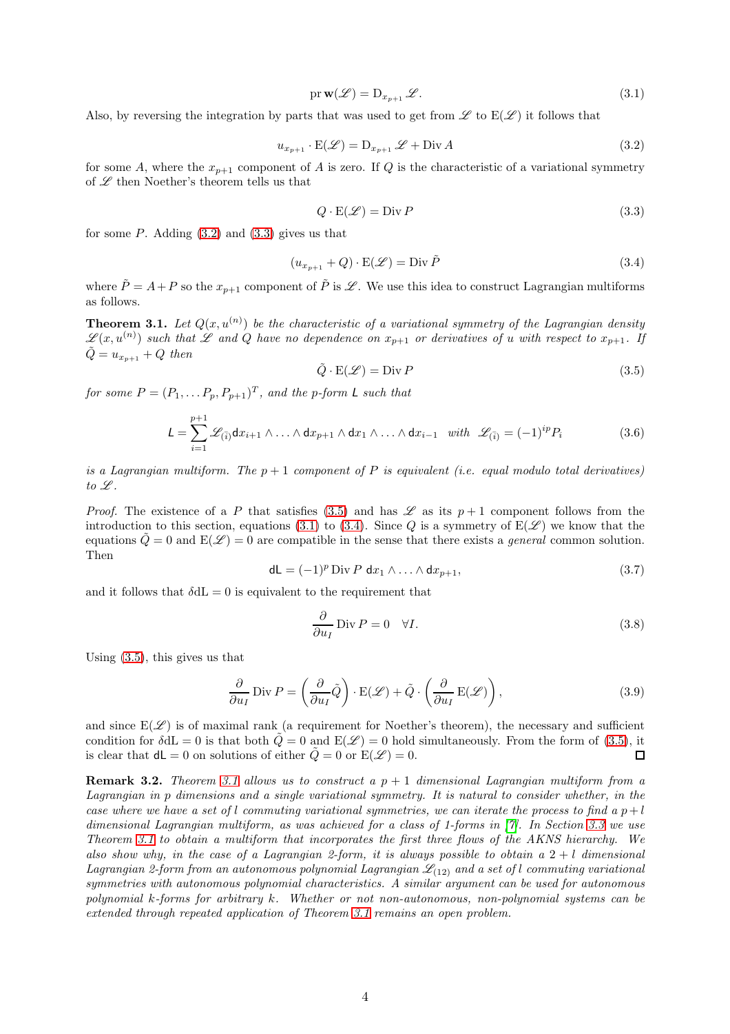$$\operatorname{pr}\mathbf{w}(\mathscr{L}) = \mathrm{D}_{x_{p+1}}\mathscr{L}. \tag{3.1}$$

Also, by reversing the integration by parts that was used to get from $\mathscr{L}$ to $\mathrm{E}(\mathscr{L})$ it follows that

$$u_{x_{p+1}} \cdot \mathrm{E}(\mathscr{L}) = \mathrm{D}_{x_{p+1}}\mathscr{L} + \operatorname{Div} A \tag{3.2}$$

for some $A$, where the $x_{p+1}$ component of $A$ is zero. If $Q$ is the characteristic of a variational symmetry of $\mathscr{L}$ then Noether's theorem tells us that

$$Q \cdot \mathrm{E}(\mathscr{L}) = \operatorname{Div} P \tag{3.3}$$

for some $P$. Adding (3.2) and (3.3) gives us that

$$(u_{x_{p+1}} + Q) \cdot \mathrm{E}(\mathscr{L}) = \operatorname{Div} \tilde{P} \tag{3.4}$$

where $\tilde{P} = A + P$ so the $x_{p+1}$ component of $\tilde{P}$ is $\mathscr{L}$. We use this idea to construct Lagrangian multiforms as follows.

**Theorem 3.1.** *Let $Q(x, u^{(n)})$ be the characteristic of a variational symmetry of the Lagrangian density $\mathscr{L}(x, u^{(n)})$ such that $\mathscr{L}$ and $Q$ have no dependence on $x_{p+1}$ or derivatives of $u$ with respect to $x_{p+1}$. If $\tilde{Q} = u_{x_{p+1}} + Q$ then*

$$\tilde{Q} \cdot \mathrm{E}(\mathscr{L}) = \operatorname{Div} P \tag{3.5}$$

*for some $P = (P_1, \ldots P_p, P_{p+1})^T$, and the p-form $\mathsf{L}$ such that*

$$\mathsf{L} = \sum_{i=1}^{p+1} \mathscr{L}_{(\bar{i})} \mathsf{d}x_{i+1} \wedge \ldots \wedge \mathsf{d}x_{p+1} \wedge \mathsf{d}x_1 \wedge \ldots \wedge \mathsf{d}x_{i-1} \quad \text{with} \quad \mathscr{L}_{(\bar{i})} = (-1)^{ip} P_i \tag{3.6}$$

*is a Lagrangian multiform. The $p+1$ component of $P$ is equivalent (i.e. equal modulo total derivatives) to $\mathscr{L}$.*

*Proof.* The existence of a $P$ that satisfies (3.5) and has $\mathscr{L}$ as its $p+1$ component follows from the introduction to this section, equations (3.1) to (3.4). Since $Q$ is a symmetry of $\mathrm{E}(\mathscr{L})$ we know that the equations $\tilde{Q} = 0$ and $\mathrm{E}(\mathscr{L}) = 0$ are compatible in the sense that there exists a *general* common solution. Then

$$\mathsf{dL} = (-1)^p \operatorname{Div} P \; \mathsf{d}x_1 \wedge \ldots \wedge \mathsf{d}x_{p+1}, \tag{3.7}$$

and it follows that $\delta \mathrm{dL} = 0$ is equivalent to the requirement that

$$\frac{\partial}{\partial u_I} \operatorname{Div} P = 0 \quad \forall I. \tag{3.8}$$

Using (3.5), this gives us that

$$\frac{\partial}{\partial u_I} \operatorname{Div} P = \left(\frac{\partial}{\partial u_I}\tilde{Q}\right) \cdot \mathrm{E}(\mathscr{L}) + \tilde{Q} \cdot \left(\frac{\partial}{\partial u_I}\mathrm{E}(\mathscr{L})\right), \tag{3.9}$$

and since $\mathrm{E}(\mathscr{L})$ is of maximal rank (a requirement for Noether's theorem), the necessary and sufficient condition for $\delta \mathrm{dL} = 0$ is that both $\tilde{Q} = 0$ and $\mathrm{E}(\mathscr{L}) = 0$ hold simultaneously. From the form of (3.5), it is clear that $\mathsf{dL} = 0$ on solutions of either $\tilde{Q} = 0$ or $\mathrm{E}(\mathscr{L}) = 0$. ◻

**Remark 3.2.** *Theorem 3.1 allows us to construct a $p+1$ dimensional Lagrangian multiform from a Lagrangian in $p$ dimensions and a single variational symmetry. It is natural to consider whether, in the case where we have a set of $l$ commuting variational symmetries, we can iterate the process to find a $p+l$ dimensional Lagrangian multiform, as was achieved for a class of 1-forms in [7]. In Section 3.3 we use Theorem 3.1 to obtain a multiform that incorporates the first three flows of the AKNS hierarchy. We also show why, in the case of a Lagrangian 2-form, it is always possible to obtain a $2+l$ dimensional Lagrangian 2-form from an autonomous polynomial Lagrangian $\mathscr{L}_{(12)}$ and a set of $l$ commuting variational symmetries with autonomous polynomial characteristics. A similar argument can be used for autonomous polynomial k-forms for arbitrary k. Whether or not non-autonomous, non-polynomial systems can be extended through repeated application of Theorem 3.1 remains an open problem.*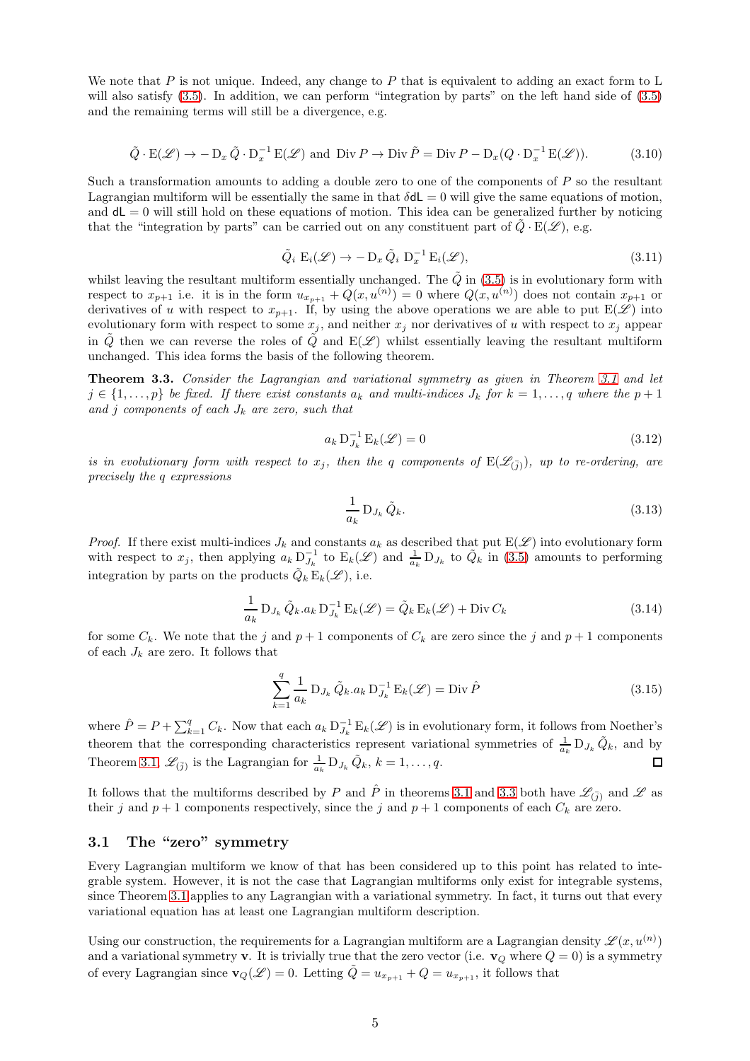We note that $P$ is not unique. Indeed, any change to $P$ that is equivalent to adding an exact form to L will also satisfy (3.5). In addition, we can perform "integration by parts" on the left hand side of (3.5) and the remaining terms will still be a divergence, e.g.

$$\tilde{Q}\cdot \mathrm{E}(\mathscr{L}) \to -\mathrm{D}_x\,\tilde{Q}\cdot \mathrm{D}_x^{-1}\,\mathrm{E}(\mathscr{L}) \text{ and } \operatorname{Div} P \to \operatorname{Div}\tilde{P} = \operatorname{Div} P - \mathrm{D}_x(Q\cdot \mathrm{D}_x^{-1}\,\mathrm{E}(\mathscr{L})). \tag{3.10}$$

Such a transformation amounts to adding a double zero to one of the components of $P$ so the resultant Lagrangian multiform will be essentially the same in that $\delta \mathsf{dL} = 0$ will give the same equations of motion, and $\mathsf{dL} = 0$ will still hold on these equations of motion. This idea can be generalized further by noticing that the "integration by parts" can be carried out on any constituent part of $\tilde{Q}\cdot \mathrm{E}(\mathscr{L})$, e.g.

$$\tilde{Q}_i\,\mathrm{E}_i(\mathscr{L}) \to -\mathrm{D}_x\,\tilde{Q}_i\;\mathrm{D}_x^{-1}\,\mathrm{E}_i(\mathscr{L}), \tag{3.11}$$

whilst leaving the resultant multiform essentially unchanged. The $\tilde{Q}$ in (3.5) is in evolutionary form with respect to $x_{p+1}$ i.e. it is in the form $u_{x_{p+1}} + Q(x, u^{(n)}) = 0$ where $Q(x, u^{(n)})$ does not contain $x_{p+1}$ or derivatives of $u$ with respect to $x_{p+1}$. If, by using the above operations we are able to put $\mathrm{E}(\mathscr{L})$ into evolutionary form with respect to some $x_j$, and neither $x_j$ nor derivatives of $u$ with respect to $x_j$ appear in $\tilde{Q}$ then we can reverse the roles of $\tilde{Q}$ and $\mathrm{E}(\mathscr{L})$ whilst essentially leaving the resultant multiform unchanged. This idea forms the basis of the following theorem.

**Theorem 3.3.** *Consider the Lagrangian and variational symmetry as given in Theorem 3.1 and let $j \in \{1,\dots,p\}$ be fixed. If there exist constants $a_k$ and multi-indices $J_k$ for $k = 1,\dots,q$ where the $p+1$ and $j$ components of each $J_k$ are zero, such that*

$$a_k\,\mathrm{D}_{J_k}^{-1}\,\mathrm{E}_k(\mathscr{L}) = 0 \tag{3.12}$$

*is in evolutionary form with respect to $x_j$, then the $q$ components of $\mathrm{E}(\mathscr{L}_{(\bar{j})})$, up to re-ordering, are precisely the $q$ expressions*

$$\frac{1}{a_k}\,\mathrm{D}_{J_k}\,\tilde{Q}_k. \tag{3.13}$$

*Proof.* If there exist multi-indices $J_k$ and constants $a_k$ as described that put $\mathrm{E}(\mathscr{L})$ into evolutionary form with respect to $x_j$, then applying $a_k\,\mathrm{D}_{J_k}^{-1}$ to $\mathrm{E}_k(\mathscr{L})$ and $\frac{1}{a_k}\,\mathrm{D}_{J_k}$ to $\tilde{Q}_k$ in (3.5) amounts to performing integration by parts on the products $\tilde{Q}_k\,\mathrm{E}_k(\mathscr{L})$, i.e.

$$\frac{1}{a_k}\,\mathrm{D}_{J_k}\,\tilde{Q}_k . a_k\,\mathrm{D}_{J_k}^{-1}\,\mathrm{E}(\mathscr{L}) = \tilde{Q}_k\,\mathrm{E}_k(\mathscr{L}) + \operatorname{Div} C_k \tag{3.14}$$

for some $C_k$. We note that the $j$ and $p+1$ components of $C_k$ are zero since the $j$ and $p+1$ components of each $J_k$ are zero. It follows that

$$\sum_{k=1}^{q}\frac{1}{a_k}\,\mathrm{D}_{J_k}\,\tilde{Q}_k . a_k\,\mathrm{D}_{J_k}^{-1}\,\mathrm{E}_k(\mathscr{L}) = \operatorname{Div}\hat{P} \tag{3.15}$$

where $\hat{P} = P + \sum_{k=1}^{q} C_k$. Now that each $a_k\,\mathrm{D}_{J_k}^{-1}\,\mathrm{E}_k(\mathscr{L})$ is in evolutionary form, it follows from Noether's theorem that the corresponding characteristics represent variational symmetries of $\frac{1}{a_k}\,\mathrm{D}_{J_k}\,\tilde{Q}_k$, and by Theorem 3.1, $\mathscr{L}_{(\bar{j})}$ is the Lagrangian for $\frac{1}{a_k}\,\mathrm{D}_{J_k}\,\tilde{Q}_k$, $k = 1,\dots,q$. ◻

It follows that the multiforms described by $P$ and $\hat{P}$ in theorems 3.1 and 3.3 both have $\mathscr{L}_{(\bar{j})}$ and $\mathscr{L}$ as their $j$ and $p+1$ components respectively, since the $j$ and $p+1$ components of each $C_k$ are zero.

## 3.1 The "zero" symmetry

Every Lagrangian multiform we know of that has been considered up to this point has related to integrable system. However, it is not the case that Lagrangian multiforms only exist for integrable systems, since Theorem 3.1 applies to any Lagrangian with a variational symmetry. In fact, it turns out that every variational equation has at least one Lagrangian multiform description.

Using our construction, the requirements for a Lagrangian multiform are a Lagrangian density $\mathscr{L}(x, u^{(n)})$ and a variational symmetry $\mathbf{v}$. It is trivially true that the zero vector (i.e. $\mathbf{v}_Q$ where $Q = 0$) is a symmetry of every Lagrangian since $\mathbf{v}_Q(\mathscr{L}) = 0$. Letting $\tilde{Q} = u_{x_{p+1}} + Q = u_{x_{p+1}}$, it follows that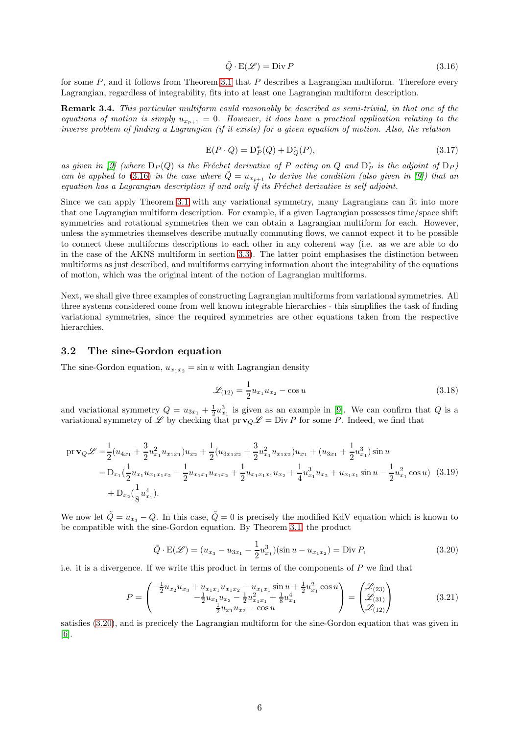$$
\tilde{Q} \cdot \mathrm{E}(\mathscr{L}) = \mathrm{Div}\, P \tag{3.16}
$$

for some $P$, and it follows from Theorem 3.1 that $P$ describes a Lagrangian multiform. Therefore every Lagrangian, regardless of integrability, fits into at least one Lagrangian multiform description.

**Remark 3.4.** *This particular multiform could reasonably be described as semi-trivial, in that one of the equations of motion is simply $u_{x_{p+1}} = 0$. However, it does have a practical application relating to the inverse problem of finding a Lagrangian (if it exists) for a given equation of motion. Also, the relation*

$$
\mathrm{E}(P \cdot Q) = \mathrm{D}_P^*(Q) + \mathrm{D}_Q^*(P), \tag{3.17}
$$

*as given in [9] (where $\mathrm{D}_P(Q)$ is the Fréchet derivative of $P$ acting on $Q$ and $\mathrm{D}_P^*$ is the adjoint of $\mathrm{D}_P$) can be applied to (3.16) in the case where $\tilde{Q} = u_{x_{p+1}}$ to derive the condition (also given in [9]) that an equation has a Lagrangian description if and only if its Fréchet derivative is self adjoint.*

Since we can apply Theorem 3.1 with any variational symmetry, many Lagrangians can fit into more that one Lagrangian multiform description. For example, if a given Lagrangian possesses time/space shift symmetries and rotational symmetries then we can obtain a Lagrangian multiform for each. However, unless the symmetries themselves describe mutually commuting flows, we cannot expect it to be possible to connect these multiforms descriptions to each other in any coherent way (i.e. as we are able to do in the case of the AKNS multiform in section 3.3). The latter point emphasises the distinction between multiforms as just described, and multiforms carrying information about the integrability of the equations of motion, which was the original intent of the notion of Lagrangian multiforms.

Next, we shall give three examples of constructing Lagrangian multiforms from variational symmetries. All three systems considered come from well known integrable hierarchies - this simplifies the task of finding variational symmetries, since the required symmetries are other equations taken from the respective hierarchies.

### 3.2 The sine-Gordon equation

The sine-Gordon equation, $u_{x_1x_2} = \sin u$ with Lagrangian density

$$
\mathscr{L}_{(12)} = \frac{1}{2}u_{x_1}u_{x_2} - \cos u \tag{3.18}
$$

and variational symmetry $Q = u_{3x_1} + \frac{1}{2}u_{x_1}^3$ is given as an example in [9]. We can confirm that $Q$ is a variational symmetry of $\mathscr{L}$ by checking that $\mathrm{pr}\,\mathbf{v}_Q\mathscr{L} = \mathrm{Div}\, P$ for some $P$. Indeed, we find that

$$
\begin{aligned}
\mathrm{pr}\,\mathbf{v}_Q\mathscr{L} =& \frac{1}{2}(u_{4x_1} + \frac{3}{2}u_{x_1}^2 u_{x_1x_1})u_{x_2} + \frac{1}{2}(u_{3x_1x_2} + \frac{3}{2}u_{x_1}^2 u_{x_1x_2})u_{x_1} + (u_{3x_1} + \frac{1}{2}u_{x_1}^3)\sin u \\
=& \mathrm{D}_{x_1}(\frac{1}{2}u_{x_1}u_{x_1x_1x_2} - \frac{1}{2}u_{x_1x_1}u_{x_1x_2} + \frac{1}{2}u_{x_1x_1x_1}u_{x_2} + \frac{1}{4}u_{x_1}^3 u_{x_2} + u_{x_1x_1}\sin u - \frac{1}{2}u_{x_1}^2\cos u) \\
&+ \mathrm{D}_{x_2}(\frac{1}{8}u_{x_1}^4).
\end{aligned} \tag{3.19}
$$

We now let $\tilde{Q} = u_{x_3} - Q$. In this case, $\tilde{Q} = 0$ is precisely the modified KdV equation which is known to be compatible with the sine-Gordon equation. By Theorem 3.1, the product

$$
\tilde{Q} \cdot \mathrm{E}(\mathscr{L}) = (u_{x_3} - u_{3x_1} - \frac{1}{2}u_{x_1}^3)(\sin u - u_{x_1x_2}) = \mathrm{Div}\, P, \tag{3.20}
$$

i.e. it is a divergence. If we write this product in terms of the components of $P$ we find that

$$
P = \begin{pmatrix} -\frac{1}{2}u_{x_2}u_{x_3} + u_{x_1x_1}u_{x_1x_2} - u_{x_1x_1}\sin u + \frac{1}{2}u_{x_1}^2\cos u \\ -\frac{1}{2}u_{x_1}u_{x_3} - \frac{1}{2}u_{x_1x_1}^2 + \frac{1}{8}u_{x_1}^4 \\ \frac{1}{2}u_{x_1}u_{x_2} - \cos u \end{pmatrix} = \begin{pmatrix} \mathscr{L}_{(23)} \\ \mathscr{L}_{(31)} \\ \mathscr{L}_{(12)} \end{pmatrix} \tag{3.21}
$$

satisfies (3.20), and is precicely the Lagrangian multiform for the sine-Gordon equation that was given in [6].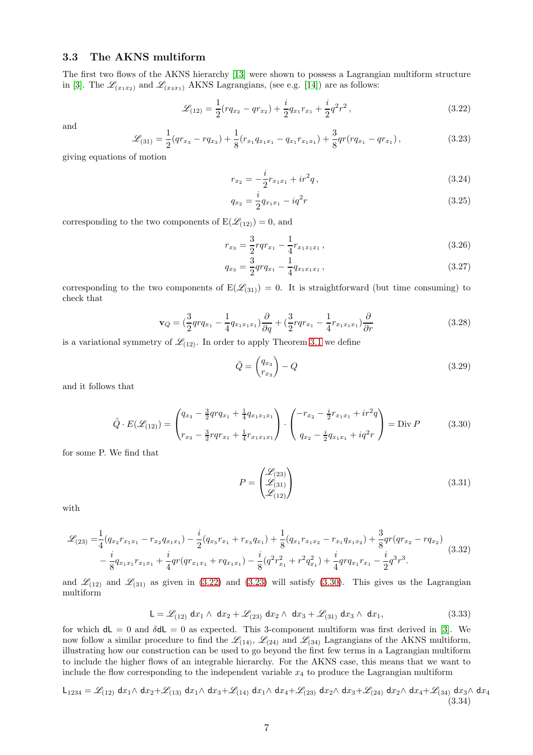### 3.3 The AKNS multiform

The first two flows of the AKNS hierarchy [13] were shown to possess a Lagrangian multiform structure in [3]. The $\mathscr{L}_{(x_1x_2)}$ and $\mathscr{L}_{(x_3x_1)}$ AKNS Lagrangians, (see e.g. [14]) are as follows:

$$\mathscr{L}_{(12)} = \frac{1}{2}(rq_{x_2} - qr_{x_2}) + \frac{i}{2}q_{x_1}r_{x_1} + \frac{i}{2}q^2r^2\,, \tag{3.22}$$

and

$$\mathscr{L}_{(31)} = \frac{1}{2}(qr_{x_3} - rq_{x_3}) + \frac{1}{8}(r_{x_1}q_{x_1x_1} - q_{x_1}r_{x_1x_1}) + \frac{3}{8}qr(rq_{x_1} - qr_{x_1})\,, \tag{3.23}$$

giving equations of motion

$$r_{x_2} = -\frac{i}{2}r_{x_1x_1} + ir^2q\,, \tag{3.24}$$

$$q_{x_2} = \frac{i}{2}q_{x_1x_1} - iq^2r \tag{3.25}$$

corresponding to the two components of $\mathrm{E}(\mathscr{L}_{(12)}) = 0$, and

$$r_{x_3} = \frac{3}{2}rqr_{x_1} - \frac{1}{4}r_{x_1x_1x_1}\,, \tag{3.26}$$

$$q_{x_3} = \frac{3}{2}qrq_{x_1} - \frac{1}{4}q_{x_1x_1x_1}\,, \tag{3.27}$$

corresponding to the two components of $\mathrm{E}(\mathscr{L}_{(31)}) = 0$. It is straightforward (but time consuming) to check that

$$\mathbf{v}_Q = (\frac{3}{2}qrq_{x_1} - \frac{1}{4}q_{x_1x_1x_1})\frac{\partial}{\partial q} + (\frac{3}{2}rqr_{x_1} - \frac{1}{4}r_{x_1x_1x_1})\frac{\partial}{\partial r} \tag{3.28}$$

is a variational symmetry of $\mathscr{L}_{(12)}$. In order to apply Theorem 3.1 we define

$$\tilde{Q} = \begin{pmatrix} q_{x_3} \\ r_{x_3} \end{pmatrix} - Q \tag{3.29}$$

and it follows that

$$\tilde{Q}\cdot E(\mathscr{L}_{(12)}) = \begin{pmatrix} q_{x_3} - \frac{3}{2}qrq_{x_1} + \frac{1}{4}q_{x_1x_1x_1} \\ \\ r_{x_3} - \frac{3}{2}rqr_{x_1} + \frac{1}{4}r_{x_1x_1x_1} \end{pmatrix} \cdot \begin{pmatrix} -r_{x_2} - \frac{i}{2}r_{x_1x_1} + ir^2q \\ \\ q_{x_2} - \frac{i}{2}q_{x_1x_1} + iq^2r \end{pmatrix} = \mathrm{Div}\, P \tag{3.30}$$

for some P. We find that

$$P = \begin{pmatrix} \mathscr{L}_{(23)} \\ \mathscr{L}_{(31)} \\ \mathscr{L}_{(12)} \end{pmatrix} \tag{3.31}$$

with

$$\begin{aligned}\mathscr{L}_{(23)} =& \frac{1}{4}(q_{x_2}r_{x_1x_1} - r_{x_2}q_{x_1x_1}) - \frac{i}{2}(q_{x_3}r_{x_1} + r_{x_3}q_{x_1}) + \frac{1}{8}(q_{x_1}r_{x_1x_2} - r_{x_1}q_{x_1x_2}) + \frac{3}{8}qr(qr_{x_2} - rq_{x_2}) \\ &- \frac{i}{8}q_{x_1x_1}r_{x_1x_1} + \frac{i}{4}qr(qr_{x_1x_1} + rq_{x_1x_1}) - \frac{i}{8}(q^2r_{x_1}^2 + r^2q_{x_1}^2) + \frac{i}{4}qrq_{x_1}r_{x_1} - \frac{i}{2}q^3r^3.\end{aligned} \tag{3.32}$$

and $\mathscr{L}_{(12)}$ and $\mathscr{L}_{(31)}$ as given in (3.22) and (3.23) will satisfy (3.30). This gives us the Lagrangian multiform

$$\mathsf{L} = \mathscr{L}_{(12)}\ \mathsf{d}x_1 \wedge\ \mathsf{d}x_2 + \mathscr{L}_{(23)}\ \mathsf{d}x_2 \wedge\ \mathsf{d}x_3 + \mathscr{L}_{(31)}\ \mathsf{d}x_3 \wedge\ \mathsf{d}x_1, \tag{3.33}$$

for which $\mathsf{dL} = 0$ and $\delta\mathsf{dL} = 0$ as expected. This 3-component multiform was first derived in [3]. We now follow a similar procedure to find the $\mathscr{L}_{(14)}$, $\mathscr{L}_{(24)}$ and $\mathscr{L}_{(34)}$ Lagrangians of the AKNS multiform, illustrating how our construction can be used to go beyond the first few terms in a Lagrangian multiform to include the higher flows of an integrable hierarchy. For the AKNS case, this means that we want to include the flow corresponding to the independent variable $x_4$ to produce the Lagrangian multiform

$$\mathsf{L}_{1234} = \mathscr{L}_{(12)}\ \mathsf{d}x_1\wedge\ \mathsf{d}x_2 + \mathscr{L}_{(13)}\ \mathsf{d}x_1\wedge\ \mathsf{d}x_3 + \mathscr{L}_{(14)}\ \mathsf{d}x_1\wedge\ \mathsf{d}x_4 + \mathscr{L}_{(23)}\ \mathsf{d}x_2\wedge\ \mathsf{d}x_3 + \mathscr{L}_{(24)}\ \mathsf{d}x_2\wedge\ \mathsf{d}x_4 + \mathscr{L}_{(34)}\ \mathsf{d}x_3\wedge\ \mathsf{d}x_4 \tag{3.34}$$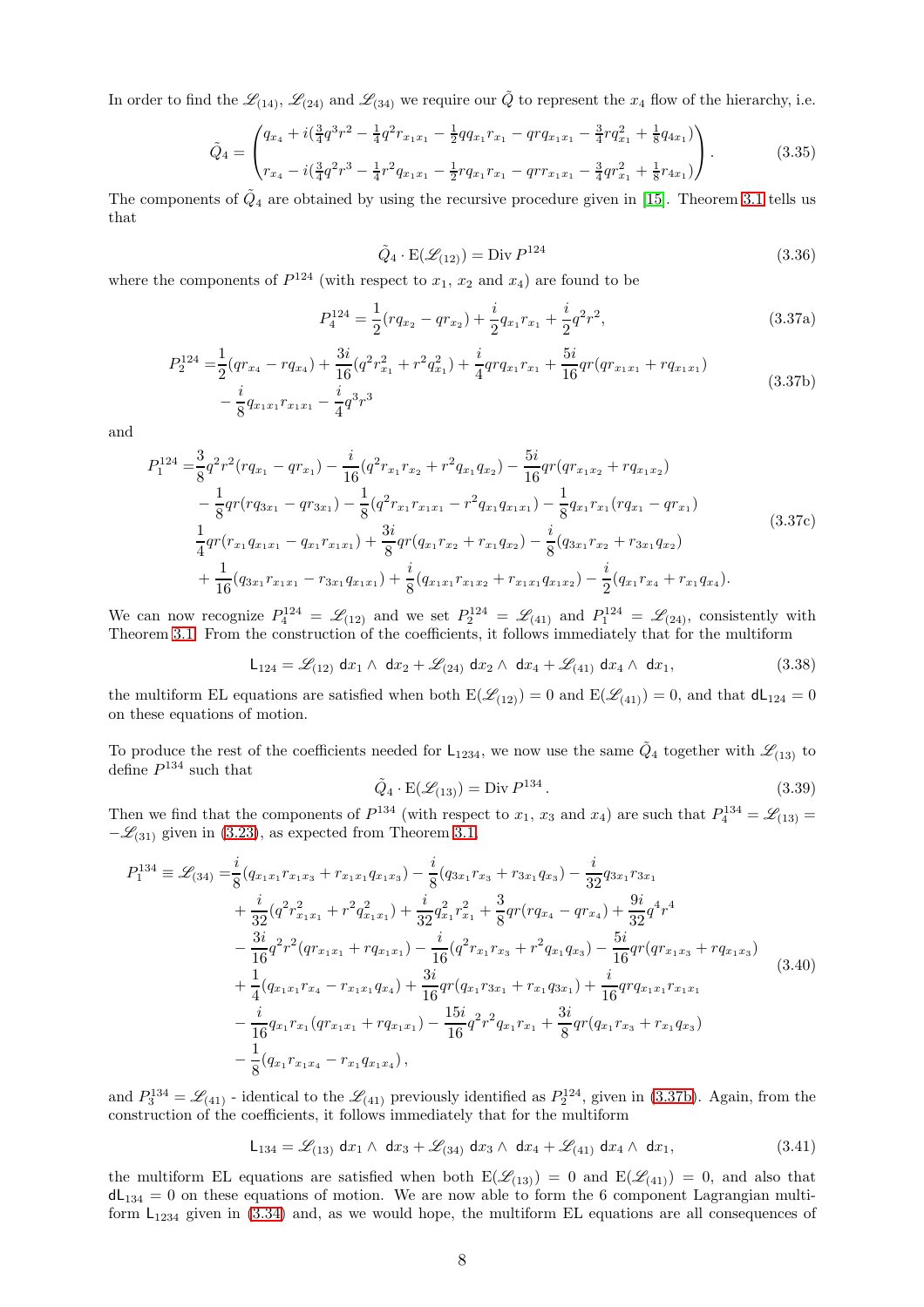In order to find the $\mathscr{L}_{(14)}$, $\mathscr{L}_{(24)}$ and $\mathscr{L}_{(34)}$ we require our $\tilde{Q}$ to represent the $x_4$ flow of the hierarchy, i.e.

$$\tilde{Q}_4 = \begin{pmatrix} q_{x_4} + i(\frac{3}{4}q^3r^2 - \frac{1}{4}q^2 r_{x_1x_1} - \frac{1}{2}qq_{x_1}r_{x_1} - qrq_{x_1x_1} - \frac{3}{4}rq_{x_1}^2 + \frac{1}{8}q_{4x_1}) \\ r_{x_4} - i(\frac{3}{4}q^2r^3 - \frac{1}{4}r^2 q_{x_1x_1} - \frac{1}{2}rq_{x_1}r_{x_1} - qrr_{x_1x_1} - \frac{3}{4}qr_{x_1}^2 + \frac{1}{8}r_{4x_1}) \end{pmatrix}. \tag{3.35}$$

The components of $\tilde{Q}_4$ are obtained by using the recursive procedure given in [15]. Theorem 3.1 tells us that

$$\tilde{Q}_4 \cdot \mathrm{E}(\mathscr{L}_{(12)}) = \mathrm{Div}\, P^{124} \tag{3.36}$$

where the components of $P^{124}$ (with respect to $x_1$, $x_2$ and $x_4$) are found to be

$$P_4^{124} = \frac{1}{2}(rq_{x_2} - qr_{x_2}) + \frac{i}{2}q_{x_1}r_{x_1} + \frac{i}{2}q^2r^2, \tag{3.37a}$$

$$\begin{aligned} P_2^{124} =& \frac{1}{2}(qr_{x_4} - rq_{x_4}) + \frac{3i}{16}(q^2r_{x_1}^2 + r^2q_{x_1}^2) + \frac{i}{4}qrq_{x_1}r_{x_1} + \frac{5i}{16}qr(qr_{x_1x_1} + rq_{x_1x_1}) \\ &- \frac{i}{8}q_{x_1x_1}r_{x_1x_1} - \frac{i}{4}q^3r^3 \end{aligned} \tag{3.37b}$$

and

$$\begin{aligned} P_1^{124} =& \frac{3}{8}q^2r^2(rq_{x_1} - qr_{x_1}) - \frac{i}{16}(q^2r_{x_1}r_{x_2} + r^2q_{x_1}q_{x_2}) - \frac{5i}{16}qr(qr_{x_1x_2} + rq_{x_1x_2}) \\ &- \frac{1}{8}qr(rq_{3x_1} - qr_{3x_1}) - \frac{1}{8}(q^2r_{x_1}r_{x_1x_1} - r^2q_{x_1}q_{x_1x_1}) - \frac{1}{8}q_{x_1}r_{x_1}(rq_{x_1} - qr_{x_1}) \\ &\frac{1}{4}qr(r_{x_1}q_{x_1x_1} - q_{x_1}r_{x_1x_1}) + \frac{3i}{8}qr(q_{x_1}r_{x_2} + r_{x_1}q_{x_2}) - \frac{i}{8}(q_{3x_1}r_{x_2} + r_{3x_1}q_{x_2}) \\ &+ \frac{1}{16}(q_{3x_1}r_{x_1x_1} - r_{3x_1}q_{x_1x_1}) + \frac{i}{8}(q_{x_1x_1}r_{x_1x_2} + r_{x_1x_1}q_{x_1x_2}) - \frac{i}{2}(q_{x_1}r_{x_4} + r_{x_1}q_{x_4}). \end{aligned} \tag{3.37c}$$

We can now recognize $P_4^{124} = \mathscr{L}_{(12)}$ and we set $P_2^{124} = \mathscr{L}_{(41)}$ and $P_1^{124} = \mathscr{L}_{(24)}$, consistently with Theorem 3.1. From the construction of the coefficients, it follows immediately that for the multiform

$$\mathsf{L}_{124} = \mathscr{L}_{(12)}\, \mathsf{d}x_1 \wedge\, \mathsf{d}x_2 + \mathscr{L}_{(24)}\, \mathsf{d}x_2 \wedge\, \mathsf{d}x_4 + \mathscr{L}_{(41)}\, \mathsf{d}x_4 \wedge\, \mathsf{d}x_1, \tag{3.38}$$

the multiform EL equations are satisfied when both $\mathrm{E}(\mathscr{L}_{(12)}) = 0$ and $\mathrm{E}(\mathscr{L}_{(41)}) = 0$, and that $\mathsf{dL}_{124} = 0$ on these equations of motion.

To produce the rest of the coefficients needed for $\mathsf{L}_{1234}$, we now use the same $\tilde{Q}_4$ together with $\mathscr{L}_{(13)}$ to define $P^{134}$ such that

$$\tilde{Q}_4 \cdot \mathrm{E}(\mathscr{L}_{(13)}) = \mathrm{Div}\, P^{134}. \tag{3.39}$$

Then we find that the components of $P^{134}$ (with respect to $x_1$, $x_3$ and $x_4$) are such that $P_4^{134} = \mathscr{L}_{(13)} = -\mathscr{L}_{(31)}$ given in (3.23), as expected from Theorem 3.1,

$$\begin{aligned} P_1^{134} \equiv \mathscr{L}_{(34)} =& \frac{i}{8}(q_{x_1x_1}r_{x_1x_3} + r_{x_1x_1}q_{x_1x_3}) - \frac{i}{8}(q_{3x_1}r_{x_3} + r_{3x_1}q_{x_3}) - \frac{i}{32}q_{3x_1}r_{3x_1} \\ &+ \frac{i}{32}(q^2r_{x_1x_1}^2 + r^2q_{x_1x_1}^2) + \frac{i}{32}q_{x_1}^2r_{x_1}^2 + \frac{3}{8}qr(rq_{x_4} - qr_{x_4}) + \frac{9i}{32}q^4r^4 \\ &- \frac{3i}{16}q^2r^2(qr_{x_1x_1} + rq_{x_1x_1}) - \frac{i}{16}(q^2r_{x_1}r_{x_3} + r^2q_{x_1}q_{x_3}) - \frac{5i}{16}qr(qr_{x_1x_3} + rq_{x_1x_3}) \\ &+ \frac{1}{4}(q_{x_1x_1}r_{x_4} - r_{x_1x_1}q_{x_4}) + \frac{3i}{16}qr(q_{x_1}r_{3x_1} + r_{x_1}q_{3x_1}) + \frac{i}{16}qrq_{x_1x_1}r_{x_1x_1} \\ &- \frac{i}{16}q_{x_1}r_{x_1}(qr_{x_1x_1} + rq_{x_1x_1}) - \frac{15i}{16}q^2r^2q_{x_1}r_{x_1} + \frac{3i}{8}qr(q_{x_1}r_{x_3} + r_{x_1}q_{x_3}) \\ &- \frac{1}{8}(q_{x_1}r_{x_1x_4} - r_{x_1}q_{x_1x_4}), \end{aligned} \tag{3.40}$$

and $P_3^{134} = \mathscr{L}_{(41)}$ - identical to the $\mathscr{L}_{(41)}$ previously identified as $P_2^{124}$, given in (3.37b). Again, from the construction of the coefficients, it follows immediately that for the multiform

$$\mathsf{L}_{134} = \mathscr{L}_{(13)}\, \mathsf{d}x_1 \wedge\, \mathsf{d}x_3 + \mathscr{L}_{(34)}\, \mathsf{d}x_3 \wedge\, \mathsf{d}x_4 + \mathscr{L}_{(41)}\, \mathsf{d}x_4 \wedge\, \mathsf{d}x_1, \tag{3.41}$$

the multiform EL equations are satisfied when both $\mathrm{E}(\mathscr{L}_{(13)}) = 0$ and $\mathrm{E}(\mathscr{L}_{(41)}) = 0$, and also that $\mathsf{dL}_{134} = 0$ on these equations of motion. We are now able to form the 6 component Lagrangian multiform $\mathsf{L}_{1234}$ given in (3.34) and, as we would hope, the multiform EL equations are all consequences of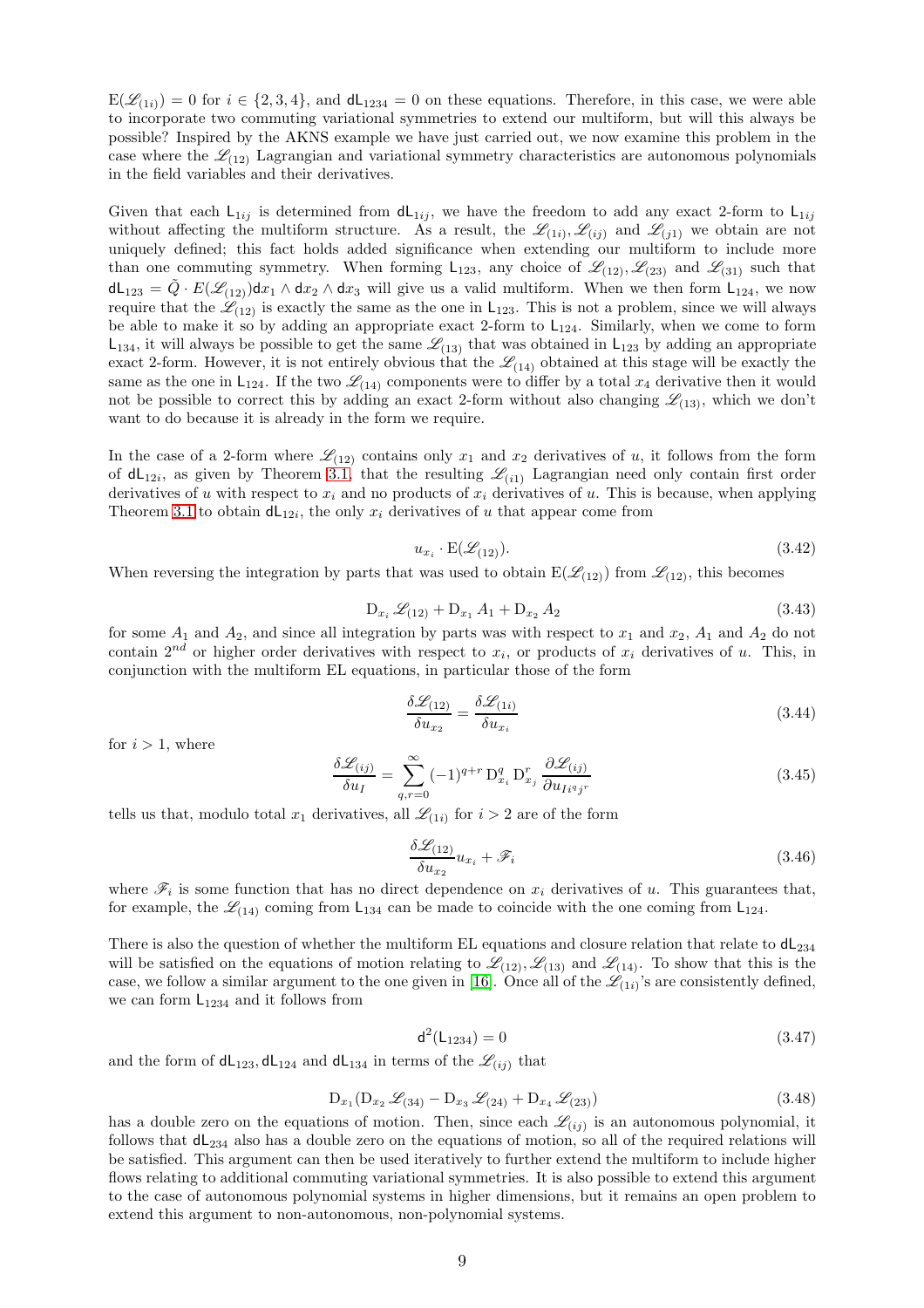$\mathrm{E}(\mathscr{L}_{(1i)}) = 0$ for $i \in \{2, 3, 4\}$, and $\mathsf{dL}_{1234} = 0$ on these equations. Therefore, in this case, we were able to incorporate two commuting variational symmetries to extend our multiform, but will this always be possible? Inspired by the AKNS example we have just carried out, we now examine this problem in the case where the $\mathscr{L}_{(12)}$ Lagrangian and variational symmetry characteristics are autonomous polynomials in the field variables and their derivatives.

Given that each $\mathsf{L}_{1ij}$ is determined from $\mathsf{dL}_{1ij}$, we have the freedom to add any exact 2-form to $\mathsf{L}_{1ij}$ without affecting the multiform structure. As a result, the $\mathscr{L}_{(1i)}, \mathscr{L}_{(ij)}$ and $\mathscr{L}_{(j1)}$ we obtain are not uniquely defined; this fact holds added significance when extending our multiform to include more than one commuting symmetry. When forming $\mathsf{L}_{123}$, any choice of $\mathscr{L}_{(12)}, \mathscr{L}_{(23)}$ and $\mathscr{L}_{(31)}$ such that $\mathsf{dL}_{123} = \tilde{Q} \cdot E(\mathscr{L}_{(12)})\mathsf{d}x_1 \wedge \mathsf{d}x_2 \wedge \mathsf{d}x_3$ will give us a valid multiform. When we then form $\mathsf{L}_{124}$, we now require that the $\mathscr{L}_{(12)}$ is exactly the same as the one in $\mathsf{L}_{123}$. This is not a problem, since we will always be able to make it so by adding an appropriate exact 2-form to $\mathsf{L}_{124}$. Similarly, when we come to form $\mathsf{L}_{134}$, it will always be possible to get the same $\mathscr{L}_{(13)}$ that was obtained in $\mathsf{L}_{123}$ by adding an appropriate exact 2-form. However, it is not entirely obvious that the $\mathscr{L}_{(14)}$ obtained at this stage will be exactly the same as the one in $\mathsf{L}_{124}$. If the two $\mathscr{L}_{(14)}$ components were to differ by a total $x_4$ derivative then it would not be possible to correct this by adding an exact 2-form without also changing $\mathscr{L}_{(13)}$, which we don't want to do because it is already in the form we require.

In the case of a 2-form where $\mathscr{L}_{(12)}$ contains only $x_1$ and $x_2$ derivatives of $u$, it follows from the form of $\mathsf{dL}_{12i}$, as given by Theorem 3.1, that the resulting $\mathscr{L}_{(i1)}$ Lagrangian need only contain first order derivatives of $u$ with respect to $x_i$ and no products of $x_i$ derivatives of $u$. This is because, when applying Theorem 3.1 to obtain $\mathsf{dL}_{12i}$, the only $x_i$ derivatives of $u$ that appear come from

$$u_{x_i} \cdot \mathrm{E}(\mathscr{L}_{(12)}). \tag{3.42}$$

When reversing the integration by parts that was used to obtain $\mathrm{E}(\mathscr{L}_{(12)})$ from $\mathscr{L}_{(12)}$, this becomes

$$\mathrm{D}_{x_i} \mathscr{L}_{(12)} + \mathrm{D}_{x_1} A_1 + \mathrm{D}_{x_2} A_2 \tag{3.43}$$

for some $A_1$ and $A_2$, and since all integration by parts was with respect to $x_1$ and $x_2$, $A_1$ and $A_2$ do not contain $2^{nd}$ or higher order derivatives with respect to $x_i$, or products of $x_i$ derivatives of $u$. This, in conjunction with the multiform EL equations, in particular those of the form

$$\frac{\delta \mathscr{L}_{(12)}}{\delta u_{x_2}} = \frac{\delta \mathscr{L}_{(1i)}}{\delta u_{x_i}} \tag{3.44}$$

for $i > 1$, where

$$\frac{\delta \mathscr{L}_{(ij)}}{\delta u_I} = \sum_{q,r=0}^{\infty} (-1)^{q+r} \mathrm{D}_{x_i}^q \mathrm{D}_{x_j}^r \frac{\partial \mathscr{L}_{(ij)}}{\partial u_{Ii^q j^r}} \tag{3.45}$$

tells us that, modulo total $x_1$ derivatives, all $\mathscr{L}_{(1i)}$ for $i > 2$ are of the form

$$\frac{\delta \mathscr{L}_{(12)}}{\delta u_{x_2}} u_{x_i} + \mathscr{F}_i \tag{3.46}$$

where $\mathscr{F}_i$ is some function that has no direct dependence on $x_i$ derivatives of $u$. This guarantees that, for example, the $\mathscr{L}_{(14)}$ coming from $\mathsf{L}_{134}$ can be made to coincide with the one coming from $\mathsf{L}_{124}$.

There is also the question of whether the multiform EL equations and closure relation that relate to $\mathsf{dL}_{234}$ will be satisfied on the equations of motion relating to $\mathscr{L}_{(12)}, \mathscr{L}_{(13)}$ and $\mathscr{L}_{(14)}$. To show that this is the case, we follow a similar argument to the one given in [16]. Once all of the $\mathscr{L}_{(1i)}$'s are consistently defined, we can form $\mathsf{L}_{1234}$ and it follows from

$$\mathsf{d}^2(\mathsf{L}_{1234}) = 0 \tag{3.47}$$

and the form of $\mathsf{dL}_{123}, \mathsf{dL}_{124}$ and $\mathsf{dL}_{134}$ in terms of the $\mathscr{L}_{(ij)}$ that

$$\mathrm{D}_{x_1}(\mathrm{D}_{x_2} \mathscr{L}_{(34)} - \mathrm{D}_{x_3} \mathscr{L}_{(24)} + \mathrm{D}_{x_4} \mathscr{L}_{(23)}) \tag{3.48}$$

has a double zero on the equations of motion. Then, since each $\mathscr{L}_{(ij)}$ is an autonomous polynomial, it follows that $\mathsf{dL}_{234}$ also has a double zero on the equations of motion, so all of the required relations will be satisfied. This argument can then be used iteratively to further extend the multiform to include higher flows relating to additional commuting variational symmetries. It is also possible to extend this argument to the case of autonomous polynomial systems in higher dimensions, but it remains an open problem to extend this argument to non-autonomous, non-polynomial systems.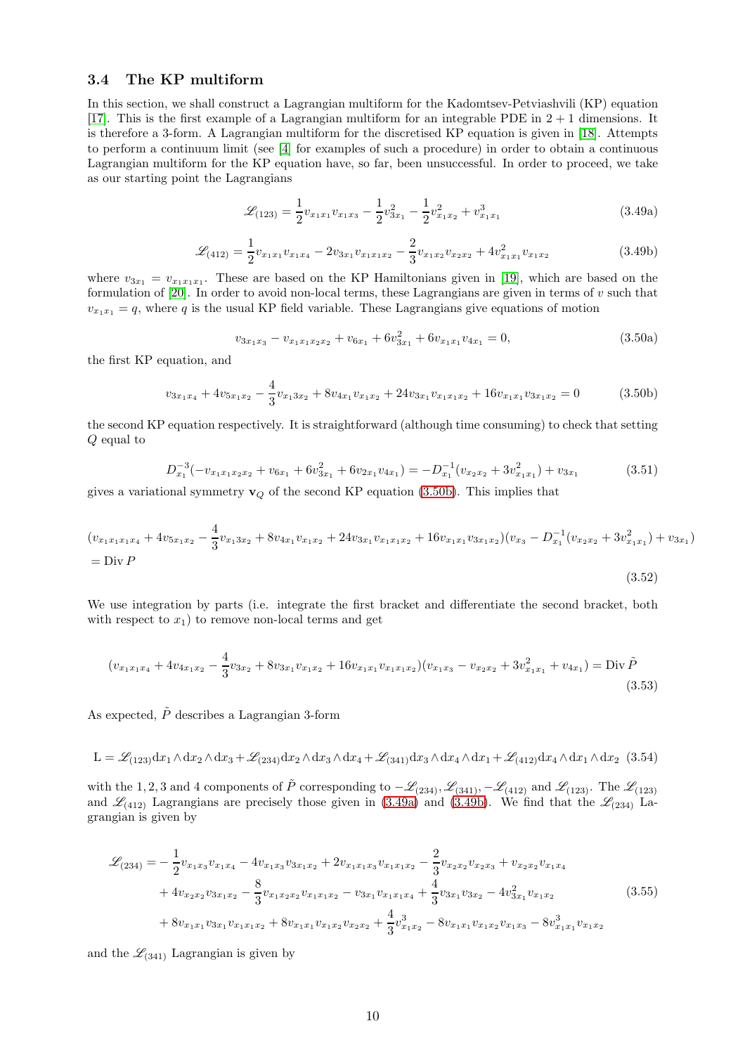### 3.4 The KP multiform

In this section, we shall construct a Lagrangian multiform for the Kadomtsev-Petviashvili (KP) equation [17]. This is the first example of a Lagrangian multiform for an integrable PDE in $2+1$ dimensions. It is therefore a 3-form. A Lagrangian multiform for the discretised KP equation is given in [18]. Attempts to perform a continuum limit (see [4] for examples of such a procedure) in order to obtain a continuous Lagrangian multiform for the KP equation have, so far, been unsuccessful. In order to proceed, we take as our starting point the Lagrangians

$$
\mathscr{L}_{(123)} = \frac{1}{2}v_{x_1x_1}v_{x_1x_3} - \frac{1}{2}v_{3x_1}^2 - \frac{1}{2}v_{x_1x_2}^2 + v_{x_1x_1}^3 \tag{3.49a}
$$

$$
\mathscr{L}_{(412)} = \frac{1}{2}v_{x_1x_1}v_{x_1x_4} - 2v_{3x_1}v_{x_1x_1x_2} - \frac{2}{3}v_{x_1x_2}v_{x_2x_2} + 4v_{x_1x_1}^2 v_{x_1x_2} \tag{3.49b}
$$

where $v_{3x_1} = v_{x_1x_1x_1}$. These are based on the KP Hamiltonians given in [19], which are based on the formulation of [20]. In order to avoid non-local terms, these Lagrangians are given in terms of $v$ such that $v_{x_1x_1} = q$, where $q$ is the usual KP field variable. These Lagrangians give equations of motion

$$
v_{3x_1x_3} - v_{x_1x_1x_2x_2} + v_{6x_1} + 6v_{3x_1}^2 + 6v_{x_1x_1}v_{4x_1} = 0, \tag{3.50a}
$$

the first KP equation, and

$$
v_{3x_1x_4} + 4v_{5x_1x_2} - \frac{4}{3}v_{x_13x_2} + 8v_{4x_1}v_{x_1x_2} + 24v_{3x_1}v_{x_1x_1x_2} + 16v_{x_1x_1}v_{3x_1x_2} = 0 \tag{3.50b}
$$

the second KP equation respectively. It is straightforward (although time consuming) to check that setting $Q$ equal to

$$
D_{x_1}^{-3}(-v_{x_1x_1x_2x_2} + v_{6x_1} + 6v_{3x_1}^2 + 6v_{2x_1}v_{4x_1}) = -D_{x_1}^{-1}(v_{x_2x_2} + 3v_{x_1x_1}^2) + v_{3x_1} \tag{3.51}
$$

gives a variational symmetry $\mathbf{v}_Q$ of the second KP equation (3.50b). This implies that

$$
\begin{aligned}
&(v_{x_1x_1x_1x_4} + 4v_{5x_1x_2} - \frac{4}{3}v_{x_13x_2} + 8v_{4x_1}v_{x_1x_2} + 24v_{3x_1}v_{x_1x_1x_2} + 16v_{x_1x_1}v_{3x_1x_2})(v_{x_3} - D_{x_1}^{-1}(v_{x_2x_2} + 3v_{x_1x_1}^2) + v_{3x_1}) \\
&= \operatorname{Div} P
\end{aligned} \tag{3.52}
$$

We use integration by parts (i.e. integrate the first bracket and differentiate the second bracket, both with respect to $x_1$) to remove non-local terms and get

$$
(v_{x_1x_1x_4} + 4v_{4x_1x_2} - \frac{4}{3}v_{3x_2} + 8v_{3x_1}v_{x_1x_2} + 16v_{x_1x_1}v_{x_1x_1x_2})(v_{x_1x_3} - v_{x_2x_2} + 3v_{x_1x_1}^2 + v_{4x_1}) = \operatorname{Div} \tilde{P} \tag{3.53}
$$

As expected, $\tilde{P}$ describes a Lagrangian 3-form

$$
\mathrm{L} = \mathscr{L}_{(123)}\mathrm{d}x_1\wedge\mathrm{d}x_2\wedge\mathrm{d}x_3 + \mathscr{L}_{(234)}\mathrm{d}x_2\wedge\mathrm{d}x_3\wedge\mathrm{d}x_4 + \mathscr{L}_{(341)}\mathrm{d}x_3\wedge\mathrm{d}x_4\wedge\mathrm{d}x_1 + \mathscr{L}_{(412)}\mathrm{d}x_4\wedge\mathrm{d}x_1\wedge\mathrm{d}x_2 \tag{3.54}
$$

with the 1, 2, 3 and 4 components of $\tilde{P}$ corresponding to $-\mathscr{L}_{(234)}, \mathscr{L}_{(341)}, -\mathscr{L}_{(412)}$ and $\mathscr{L}_{(123)}$. The $\mathscr{L}_{(123)}$ and $\mathscr{L}_{(412)}$ Lagrangians are precisely those given in (3.49a) and (3.49b). We find that the $\mathscr{L}_{(234)}$ Lagrangian is given by

$$
\begin{aligned}
\mathscr{L}_{(234)} = &-\frac{1}{2}v_{x_1x_3}v_{x_1x_4} - 4v_{x_1x_3}v_{3x_1x_2} + 2v_{x_1x_1x_3}v_{x_1x_1x_2} - \frac{2}{3}v_{x_2x_2}v_{x_2x_3} + v_{x_2x_2}v_{x_1x_4} \\
&+ 4v_{x_2x_2}v_{3x_1x_2} - \frac{8}{3}v_{x_1x_2x_2}v_{x_1x_1x_2} - v_{3x_1}v_{x_1x_1x_4} + \frac{4}{3}v_{3x_1}v_{3x_2} - 4v_{3x_1}^2 v_{x_1x_2} \\
&+ 8v_{x_1x_1}v_{3x_1}v_{x_1x_1x_2} + 8v_{x_1x_1}v_{x_1x_2}v_{x_2x_2} + \frac{4}{3}v_{x_1x_2}^3 - 8v_{x_1x_1}v_{x_1x_2}v_{x_1x_3} - 8v_{x_1x_1}^3 v_{x_1x_2}
\end{aligned} \tag{3.55}
$$

and the $\mathscr{L}_{(341)}$ Lagrangian is given by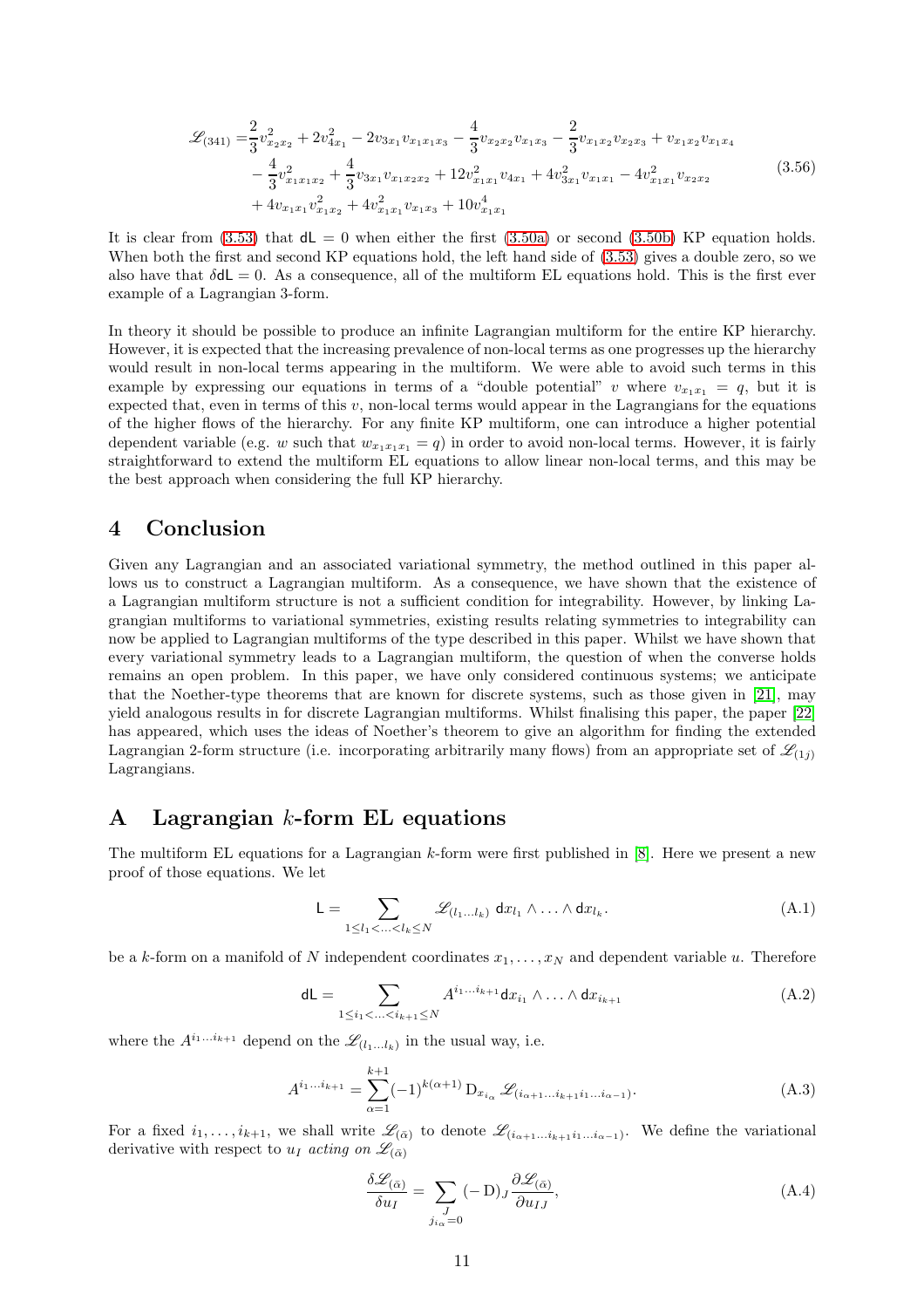$$
\begin{aligned}
\mathscr{L}_{(341)} =& \frac{2}{3}v_{x_2x_2}^2 + 2v_{4x_1}^2 - 2v_{3x_1}v_{x_1x_1x_3} - \frac{4}{3}v_{x_2x_2}v_{x_1x_3} - \frac{2}{3}v_{x_1x_2}v_{x_2x_3} + v_{x_1x_2}v_{x_1x_4} \\
&- \frac{4}{3}v_{x_1x_1x_2}^2 + \frac{4}{3}v_{3x_1}v_{x_1x_2x_2} + 12v_{x_1x_1}^2 v_{4x_1} + 4v_{3x_1}^2 v_{x_1x_1} - 4v_{x_1x_1}^2 v_{x_2x_2} \\
&+ 4v_{x_1x_1}v_{x_1x_2}^2 + 4v_{x_1x_1}^2 v_{x_1x_3} + 10v_{x_1x_1}^4
\end{aligned}
\tag{3.56}
$$

It is clear from (3.53) that $\mathsf{dL} = 0$ when either the first (3.50a) or second (3.50b) KP equation holds. When both the first and second KP equations hold, the left hand side of (3.53) gives a double zero, so we also have that $\delta\mathsf{dL} = 0$. As a consequence, all of the multiform EL equations hold. This is the first ever example of a Lagrangian 3-form.

In theory it should be possible to produce an infinite Lagrangian multiform for the entire KP hierarchy. However, it is expected that the increasing prevalence of non-local terms as one progresses up the hierarchy would result in non-local terms appearing in the multiform. We were able to avoid such terms in this example by expressing our equations in terms of a "double potential" $v$ where $v_{x_1x_1} = q$, but it is expected that, even in terms of this $v$, non-local terms would appear in the Lagrangians for the equations of the higher flows of the hierarchy. For any finite KP multiform, one can introduce a higher potential dependent variable (e.g. $w$ such that $w_{x_1x_1x_1} = q$) in order to avoid non-local terms. However, it is fairly straightforward to extend the multiform EL equations to allow linear non-local terms, and this may be the best approach when considering the full KP hierarchy.

# 4 Conclusion

Given any Lagrangian and an associated variational symmetry, the method outlined in this paper allows us to construct a Lagrangian multiform. As a consequence, we have shown that the existence of a Lagrangian multiform structure is not a sufficient condition for integrability. However, by linking Lagrangian multiforms to variational symmetries, existing results relating symmetries to integrability can now be applied to Lagrangian multiforms of the type described in this paper. Whilst we have shown that every variational symmetry leads to a Lagrangian multiform, the question of when the converse holds remains an open problem. In this paper, we have only considered continuous systems; we anticipate that the Noether-type theorems that are known for discrete systems, such as those given in [21], may yield analogous results in for discrete Lagrangian multiforms. Whilst finalising this paper, the paper [22] has appeared, which uses the ideas of Noether's theorem to give an algorithm for finding the extended Lagrangian 2-form structure (i.e. incorporating arbitrarily many flows) from an appropriate set of $\mathscr{L}_{(1j)}$ Lagrangians.

# A Lagrangian $k$-form EL equations

The multiform EL equations for a Lagrangian $k$-form were first published in [8]. Here we present a new proof of those equations. We let

$$
\mathsf{L} = \sum_{1\le l_1<\ldots<l_k\le N} \mathscr{L}_{(l_1\ldots l_k)}\, \mathsf{d}x_{l_1}\wedge\ldots\wedge\mathsf{d}x_{l_k}. \tag{A.1}
$$

be a $k$-form on a manifold of $N$ independent coordinates $x_1,\ldots,x_N$ and dependent variable $u$. Therefore

$$
\mathsf{dL} = \sum_{1\le i_1<\ldots<i_{k+1}\le N} A^{i_1\ldots i_{k+1}}\mathsf{d}x_{i_1}\wedge\ldots\wedge\mathsf{d}x_{i_{k+1}} \tag{A.2}
$$

where the $A^{i_1\ldots i_{k+1}}$ depend on the $\mathscr{L}_{(l_1\ldots l_k)}$ in the usual way, i.e.

$$
A^{i_1\ldots i_{k+1}} = \sum_{\alpha=1}^{k+1}(-1)^{k(\alpha+1)}\,\mathrm{D}_{x_{i_\alpha}}\mathscr{L}_{(i_{\alpha+1}\ldots i_{k+1}i_1\ldots i_{\alpha-1})}. \tag{A.3}
$$

For a fixed $i_1,\ldots,i_{k+1}$, we shall write $\mathscr{L}_{(\bar{\alpha})}$ to denote $\mathscr{L}_{(i_{\alpha+1}\ldots i_{k+1}i_1\ldots i_{\alpha-1})}$. We define the variational derivative with respect to $u_I$ *acting on* $\mathscr{L}_{(\bar{\alpha})}$

$$
\frac{\delta\mathscr{L}_{(\bar{\alpha})}}{\delta u_I} = \sum_{\substack{J\\ j_{i_\alpha}=0}}(-\mathrm{D})_J\frac{\partial\mathscr{L}_{(\bar{\alpha})}}{\partial u_{IJ}}, \tag{A.4}
$$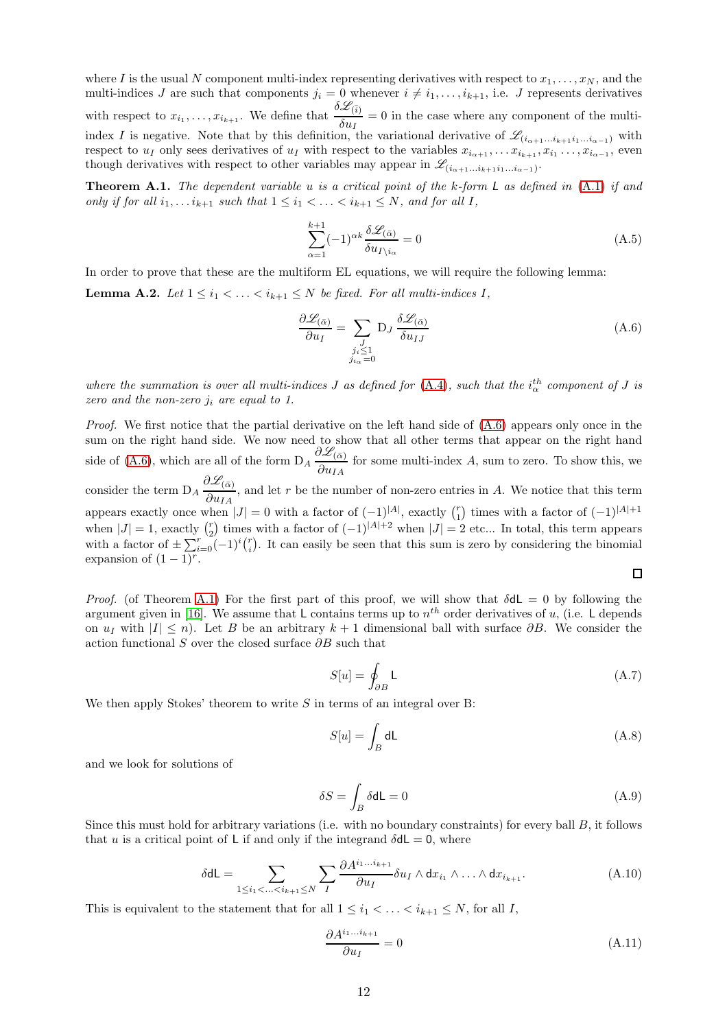where $I$ is the usual $N$ component multi-index representing derivatives with respect to $x_1, \dots, x_N$, and the multi-indices $J$ are such that components $j_i = 0$ whenever $i \neq i_1, \dots, i_{k+1}$, i.e. $J$ represents derivatives with respect to $x_{i_1}, \dots, x_{i_{k+1}}$. We define that $\dfrac{\delta \mathscr{L}_{(\bar{i})}}{\delta u_I} = 0$ in the case where any component of the multi-index $I$ is negative. Note that by this definition, the variational derivative of $\mathscr{L}_{(i_{\alpha+1} \dots i_{k+1} i_1 \dots i_{\alpha-1})}$ with respect to $u_I$ only sees derivatives of $u_I$ with respect to the variables $x_{i_{\alpha+1}}, \dots x_{i_{k+1}}, x_{i_1} \dots, x_{i_{\alpha-1}}$, even though derivatives with respect to other variables may appear in $\mathscr{L}_{(i_{\alpha+1} \dots i_{k+1} i_1 \dots i_{\alpha-1})}$.

**Theorem A.1.** *The dependent variable $u$ is a critical point of the $k$-form $\mathsf{L}$ as defined in (A.1) if and only if for all $i_1, \dots i_{k+1}$ such that $1 \leq i_1 < \dots < i_{k+1} \leq N$, and for all $I$,*

$$\sum_{\alpha=1}^{k+1} (-1)^{\alpha k} \frac{\delta \mathscr{L}_{(\bar{\alpha})}}{\delta u_{I \setminus i_\alpha}} = 0 \tag{A.5}$$

In order to prove that these are the multiform EL equations, we will require the following lemma:

**Lemma A.2.** *Let $1 \leq i_1 < \dots < i_{k+1} \leq N$ be fixed. For all multi-indices $I$,*

$$\frac{\partial \mathscr{L}_{(\bar{\alpha})}}{\partial u_I} = \sum_{\substack{J \\ j_i \leq 1 \\ j_{i_\alpha} = 0}} \mathrm{D}_J \, \frac{\delta \mathscr{L}_{(\bar{\alpha})}}{\delta u_{IJ}} \tag{A.6}$$

*where the summation is over all multi-indices $J$ as defined for (A.4), such that the $i_\alpha^{th}$ component of $J$ is zero and the non-zero $j_i$ are equal to 1.*

*Proof.* We first notice that the partial derivative on the left hand side of (A.6) appears only once in the sum on the right hand side. We now need to show that all other terms that appear on the right hand side of (A.6), which are all of the form $\mathrm{D}_A \, \dfrac{\partial \mathscr{L}_{(\bar{\alpha})}}{\partial u_{IA}}$ for some multi-index $A$, sum to zero. To show this, we consider the term $\mathrm{D}_A \, \dfrac{\partial \mathscr{L}_{(\bar{\alpha})}}{\partial u_{IA}}$, and let $r$ be the number of non-zero entries in $A$. We notice that this term appears exactly once when $|J| = 0$ with a factor of $(-1)^{|A|}$, exactly $\binom{r}{1}$ times with a factor of $(-1)^{|A|+1}$ when $|J| = 1$, exactly $\binom{r}{2}$ times with a factor of $(-1)^{|A|+2}$ when $|J| = 2$ etc... In total, this term appears with a factor of $\pm \sum_{i=0}^{r} (-1)^i \binom{r}{i}$. It can easily be seen that this sum is zero by considering the binomial expansion of $(1-1)^r$. □

*Proof.* (of Theorem A.1) For the first part of this proof, we will show that $\delta \mathsf{dL} = 0$ by following the argument given in [16]. We assume that $\mathsf{L}$ contains terms up to $n^{th}$ order derivatives of $u$, (i.e. $\mathsf{L}$ depends on $u_I$ with $|I| \leq n$). Let $B$ be an arbitrary $k+1$ dimensional ball with surface $\partial B$. We consider the action functional $S$ over the closed surface $\partial B$ such that

$$S[u] = \oint_{\partial B} \mathsf{L} \tag{A.7}$$

We then apply Stokes' theorem to write $S$ in terms of an integral over B:

$$S[u] = \int_B \mathsf{dL} \tag{A.8}$$

and we look for solutions of

$$\delta S = \int_B \delta \mathsf{dL} = 0 \tag{A.9}$$

Since this must hold for arbitrary variations (i.e. with no boundary constraints) for every ball $B$, it follows that $u$ is a critical point of $\mathsf{L}$ if and only if the integrand $\delta \mathsf{dL} = 0$, where

$$\delta \mathsf{dL} = \sum_{1 \leq i_1 < \dots < i_{k+1} \leq N} \sum_I \frac{\partial A^{i_1 \dots i_{k+1}}}{\partial u_I} \delta u_I \wedge \mathsf{d}x_{i_1} \wedge \dots \wedge \mathsf{d}x_{i_{k+1}}. \tag{A.10}$$

This is equivalent to the statement that for all $1 \leq i_1 < \dots < i_{k+1} \leq N$, for all $I$,

$$\frac{\partial A^{i_1 \dots i_{k+1}}}{\partial u_I} = 0 \tag{A.11}$$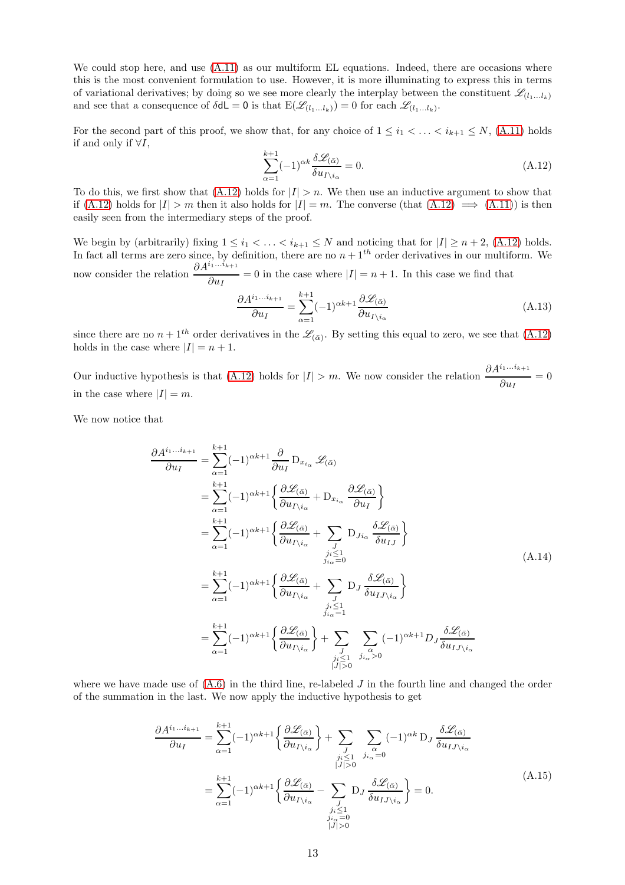We could stop here, and use (A.11) as our multiform EL equations. Indeed, there are occasions where this is the most convenient formulation to use. However, it is more illuminating to express this in terms of variational derivatives; by doing so we see more clearly the interplay between the constituent $\mathscr{L}_{(l_1\ldots l_k)}$ and see that a consequence of $\delta \mathsf{dL} = \mathsf{0}$ is that $\mathrm{E}(\mathscr{L}_{(l_1\ldots l_k)}) = 0$ for each $\mathscr{L}_{(l_1\ldots l_k)}$.

For the second part of this proof, we show that, for any choice of $1 \leq i_1 < \ldots < i_{k+1} \leq N$, (A.11) holds if and only if $\forall I$,

$$\sum_{\alpha=1}^{k+1} (-1)^{\alpha k} \frac{\delta \mathscr{L}_{(\bar{\alpha})}}{\delta u_{I \setminus i_\alpha}} = 0. \tag{A.12}$$

To do this, we first show that (A.12) holds for $|I| > n$. We then use an inductive argument to show that if (A.12) holds for $|I| > m$ then it also holds for $|I| = m$. The converse (that (A.12) $\implies$ (A.11)) is then easily seen from the intermediary steps of the proof.

We begin by (arbitrarily) fixing $1 \leq i_1 < \ldots < i_{k+1} \leq N$ and noticing that for $|I| \geq n+2$, (A.12) holds. In fact all terms are zero since, by definition, there are no $n+1^{th}$ order derivatives in our multiform. We now consider the relation $\dfrac{\partial A^{i_1\ldots i_{k+1}}}{\partial u_I} = 0$ in the case where $|I| = n+1$. In this case we find that

$$\frac{\partial A^{i_1\ldots i_{k+1}}}{\partial u_I} = \sum_{\alpha=1}^{k+1} (-1)^{\alpha k+1} \frac{\partial \mathscr{L}_{(\bar{\alpha})}}{\partial u_{I \setminus i_\alpha}} \tag{A.13}$$

since there are no $n+1^{th}$ order derivatives in the $\mathscr{L}_{(\bar{\alpha})}$. By setting this equal to zero, we see that (A.12) holds in the case where $|I| = n+1$.

Our inductive hypothesis is that (A.12) holds for $|I| > m$. We now consider the relation $\dfrac{\partial A^{i_1\ldots i_{k+1}}}{\partial u_I} = 0$ in the case where $|I| = m$.

We now notice that

$$\begin{aligned}
\frac{\partial A^{i_1\ldots i_{k+1}}}{\partial u_I} &= \sum_{\alpha=1}^{k+1} (-1)^{\alpha k+1} \frac{\partial}{\partial u_I} \mathrm{D}_{x_{i_\alpha}} \mathscr{L}_{(\bar{\alpha})} \\
&= \sum_{\alpha=1}^{k+1} (-1)^{\alpha k+1} \left\{ \frac{\partial \mathscr{L}_{(\bar{\alpha})}}{\partial u_{I \setminus i_\alpha}} + \mathrm{D}_{x_{i_\alpha}} \frac{\partial \mathscr{L}_{(\bar{\alpha})}}{\partial u_I} \right\} \\
&= \sum_{\alpha=1}^{k+1} (-1)^{\alpha k+1} \left\{ \frac{\partial \mathscr{L}_{(\bar{\alpha})}}{\partial u_{I \setminus i_\alpha}} + \sum_{\substack{J \\ j_i \leq 1 \\ j_{i_\alpha} = 0}} \mathrm{D}_{J i_\alpha} \frac{\delta \mathscr{L}_{(\bar{\alpha})}}{\delta u_{IJ}} \right\} \\
&= \sum_{\alpha=1}^{k+1} (-1)^{\alpha k+1} \left\{ \frac{\partial \mathscr{L}_{(\bar{\alpha})}}{\partial u_{I \setminus i_\alpha}} + \sum_{\substack{J \\ j_i \leq 1 \\ j_{i_\alpha} = 1}} \mathrm{D}_{J} \frac{\delta \mathscr{L}_{(\bar{\alpha})}}{\delta u_{IJ \setminus i_\alpha}} \right\} \\
&= \sum_{\alpha=1}^{k+1} (-1)^{\alpha k+1} \left\{ \frac{\partial \mathscr{L}_{(\bar{\alpha})}}{\partial u_{I \setminus i_\alpha}} \right\} + \sum_{\substack{J \\ j_i \leq 1 \\ |J| > 0}} \sum_{\substack{\alpha \\ j_{i_\alpha} > 0}} (-1)^{\alpha k+1} D_J \frac{\delta \mathscr{L}_{(\bar{\alpha})}}{\delta u_{IJ \setminus i_\alpha}}
\end{aligned} \tag{A.14}$$

where we have made use of (A.6) in the third line, re-labeled $J$ in the fourth line and changed the order of the summation in the last. We now apply the inductive hypothesis to get

$$\begin{aligned}
\frac{\partial A^{i_1\ldots i_{k+1}}}{\partial u_I} &= \sum_{\alpha=1}^{k+1} (-1)^{\alpha k+1} \left\{ \frac{\partial \mathscr{L}_{(\bar{\alpha})}}{\partial u_{I \setminus i_\alpha}} \right\} + \sum_{\substack{J \\ j_i \leq 1 \\ |J| > 0}} \sum_{\substack{\alpha \\ j_{i_\alpha} = 0}} (-1)^{\alpha k} \mathrm{D}_J \frac{\delta \mathscr{L}_{(\bar{\alpha})}}{\delta u_{IJ \setminus i_\alpha}} \\
&= \sum_{\alpha=1}^{k+1} (-1)^{\alpha k+1} \left\{ \frac{\partial \mathscr{L}_{(\bar{\alpha})}}{\partial u_{I \setminus i_\alpha}} - \sum_{\substack{J \\ j_i \leq 1 \\ j_{i_\alpha} = 0 \\ |J| > 0}} \mathrm{D}_J \frac{\delta \mathscr{L}_{(\bar{\alpha})}}{\delta u_{IJ \setminus i_\alpha}} \right\} = 0.
\end{aligned} \tag{A.15}$$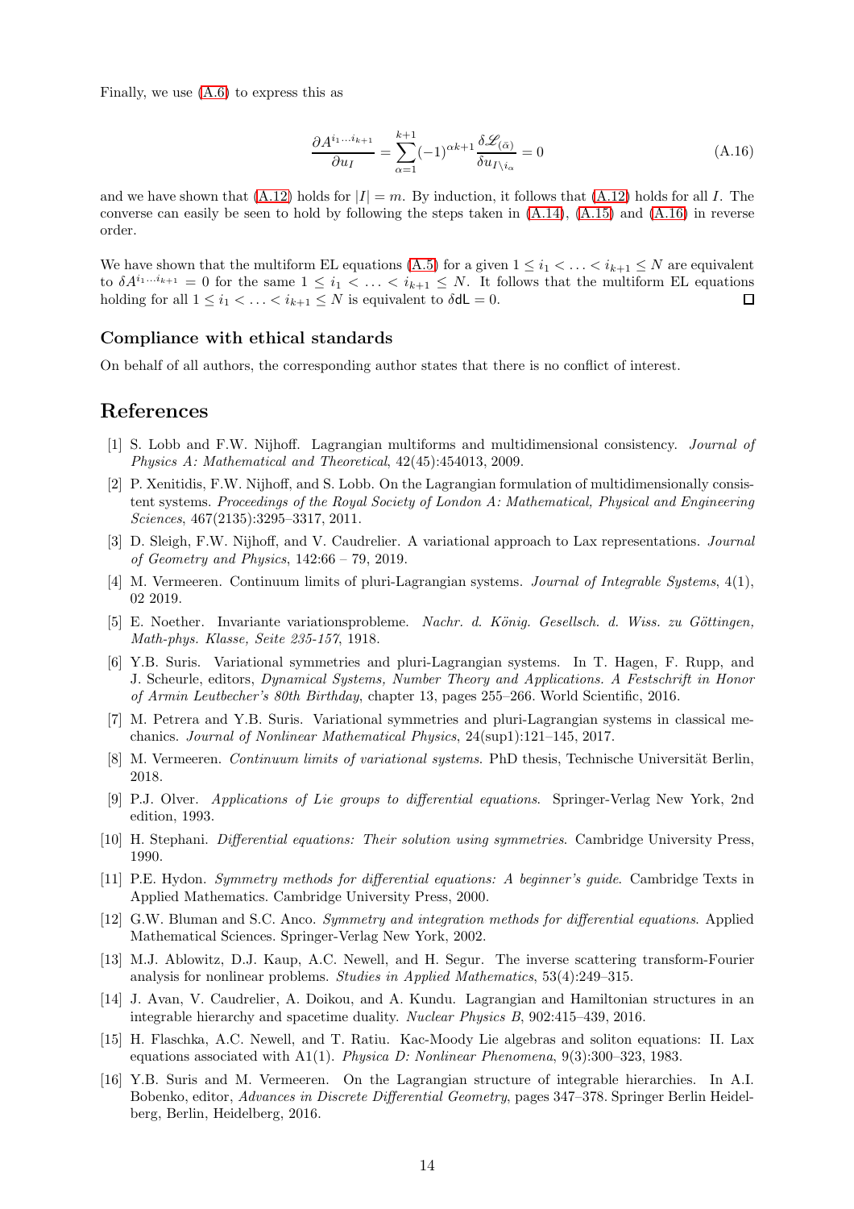Finally, we use (A.6) to express this as

$$\frac{\partial A^{i_1\ldots i_{k+1}}}{\partial u_I} = \sum_{\alpha=1}^{k+1} (-1)^{\alpha k+1} \frac{\delta \mathscr{L}_{(\bar{\alpha})}}{\delta u_{I\setminus i_\alpha}} = 0 \tag{A.16}$$

and we have shown that (A.12) holds for $|I| = m$. By induction, it follows that (A.12) holds for all $I$. The converse can easily be seen to hold by following the steps taken in (A.14), (A.15) and (A.16) in reverse order.

We have shown that the multiform EL equations (A.5) for a given $1 \leq i_1 < \ldots < i_{k+1} \leq N$ are equivalent to $\delta A^{i_1\cdots i_{k+1}} = 0$ for the same $1 \leq i_1 < \ldots < i_{k+1} \leq N$. It follows that the multiform EL equations holding for all $1 \leq i_1 < \ldots < i_{k+1} \leq N$ is equivalent to $\delta \mathsf{dL} = 0$. □

### Compliance with ethical standards

On behalf of all authors, the corresponding author states that there is no conflict of interest.

## References

[1] S. Lobb and F.W. Nijhoff. Lagrangian multiforms and multidimensional consistency. *Journal of Physics A: Mathematical and Theoretical*, 42(45):454013, 2009.

[2] P. Xenitidis, F.W. Nijhoff, and S. Lobb. On the Lagrangian formulation of multidimensionally consistent systems. *Proceedings of the Royal Society of London A: Mathematical, Physical and Engineering Sciences*, 467(2135):3295–3317, 2011.

[3] D. Sleigh, F.W. Nijhoff, and V. Caudrelier. A variational approach to Lax representations. *Journal of Geometry and Physics*, 142:66 – 79, 2019.

[4] M. Vermeeren. Continuum limits of pluri-Lagrangian systems. *Journal of Integrable Systems*, 4(1), 02 2019.

[5] E. Noether. Invariante variationsprobleme. *Nachr. d. König. Gesellsch. d. Wiss. zu Göttingen, Math-phys. Klasse, Seite 235-157*, 1918.

[6] Y.B. Suris. Variational symmetries and pluri-Lagrangian systems. In T. Hagen, F. Rupp, and J. Scheurle, editors, *Dynamical Systems, Number Theory and Applications. A Festschrift in Honor of Armin Leutbecher's 80th Birthday*, chapter 13, pages 255–266. World Scientific, 2016.

[7] M. Petrera and Y.B. Suris. Variational symmetries and pluri-Lagrangian systems in classical mechanics. *Journal of Nonlinear Mathematical Physics*, 24(sup1):121–145, 2017.

[8] M. Vermeeren. *Continuum limits of variational systems*. PhD thesis, Technische Universität Berlin, 2018.

[9] P.J. Olver. *Applications of Lie groups to differential equations*. Springer-Verlag New York, 2nd edition, 1993.

[10] H. Stephani. *Differential equations: Their solution using symmetries*. Cambridge University Press, 1990.

[11] P.E. Hydon. *Symmetry methods for differential equations: A beginner's guide*. Cambridge Texts in Applied Mathematics. Cambridge University Press, 2000.

[12] G.W. Bluman and S.C. Anco. *Symmetry and integration methods for differential equations*. Applied Mathematical Sciences. Springer-Verlag New York, 2002.

[13] M.J. Ablowitz, D.J. Kaup, A.C. Newell, and H. Segur. The inverse scattering transform-Fourier analysis for nonlinear problems. *Studies in Applied Mathematics*, 53(4):249–315.

[14] J. Avan, V. Caudrelier, A. Doikou, and A. Kundu. Lagrangian and Hamiltonian structures in an integrable hierarchy and spacetime duality. *Nuclear Physics B*, 902:415–439, 2016.

[15] H. Flaschka, A.C. Newell, and T. Ratiu. Kac-Moody Lie algebras and soliton equations: II. Lax equations associated with A1(1). *Physica D: Nonlinear Phenomena*, 9(3):300–323, 1983.

[16] Y.B. Suris and M. Vermeeren. On the Lagrangian structure of integrable hierarchies. In A.I. Bobenko, editor, *Advances in Discrete Differential Geometry*, pages 347–378. Springer Berlin Heidelberg, Berlin, Heidelberg, 2016.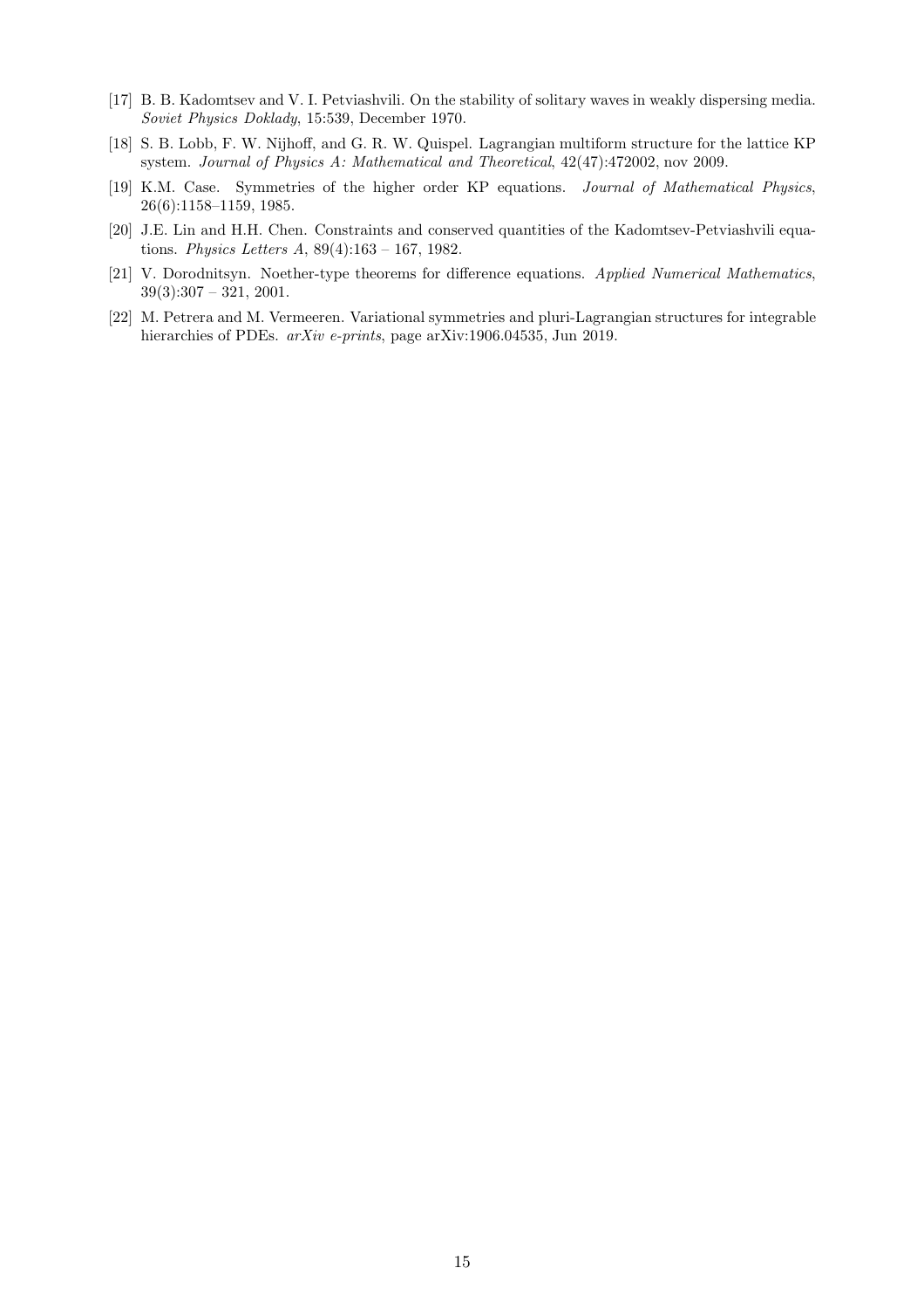[17] B. B. Kadomtsev and V. I. Petviashvili. On the stability of solitary waves in weakly dispersing media. *Soviet Physics Doklady*, 15:539, December 1970.

[18] S. B. Lobb, F. W. Nijhoff, and G. R. W. Quispel. Lagrangian multiform structure for the lattice KP system. *Journal of Physics A: Mathematical and Theoretical*, 42(47):472002, nov 2009.

[19] K.M. Case. Symmetries of the higher order KP equations. *Journal of Mathematical Physics*, 26(6):1158–1159, 1985.

[20] J.E. Lin and H.H. Chen. Constraints and conserved quantities of the Kadomtsev-Petviashvili equations. *Physics Letters A*, 89(4):163 – 167, 1982.

[21] V. Dorodnitsyn. Noether-type theorems for difference equations. *Applied Numerical Mathematics*, 39(3):307 – 321, 2001.

[22] M. Petrera and M. Vermeeren. Variational symmetries and pluri-Lagrangian structures for integrable hierarchies of PDEs. *arXiv e-prints*, page arXiv:1906.04535, Jun 2019.